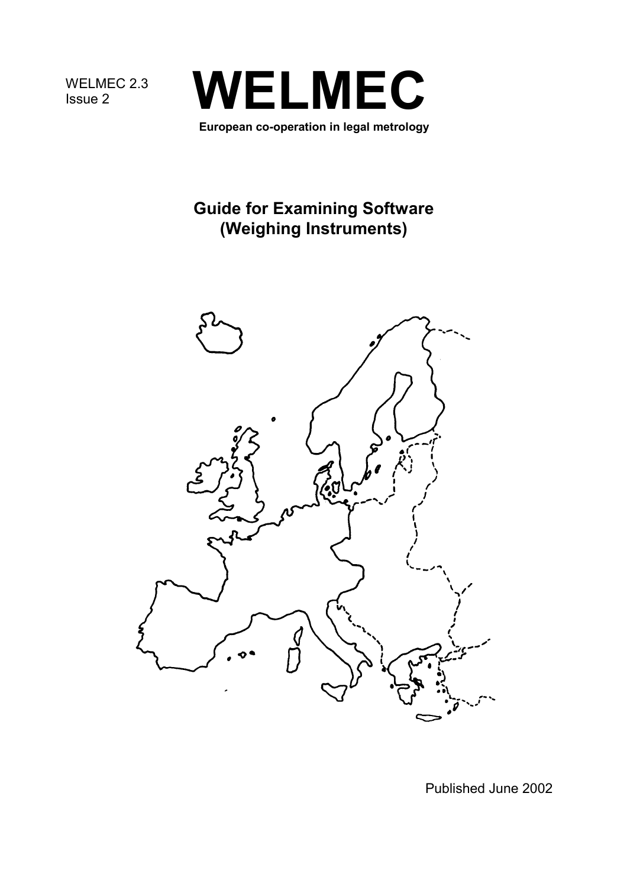WELMEC 2.3
Issue 2

# WELMEC

**European co-operation in legal metrology**

## Guide for Examining Software (Weighing Instruments)

Published June 2002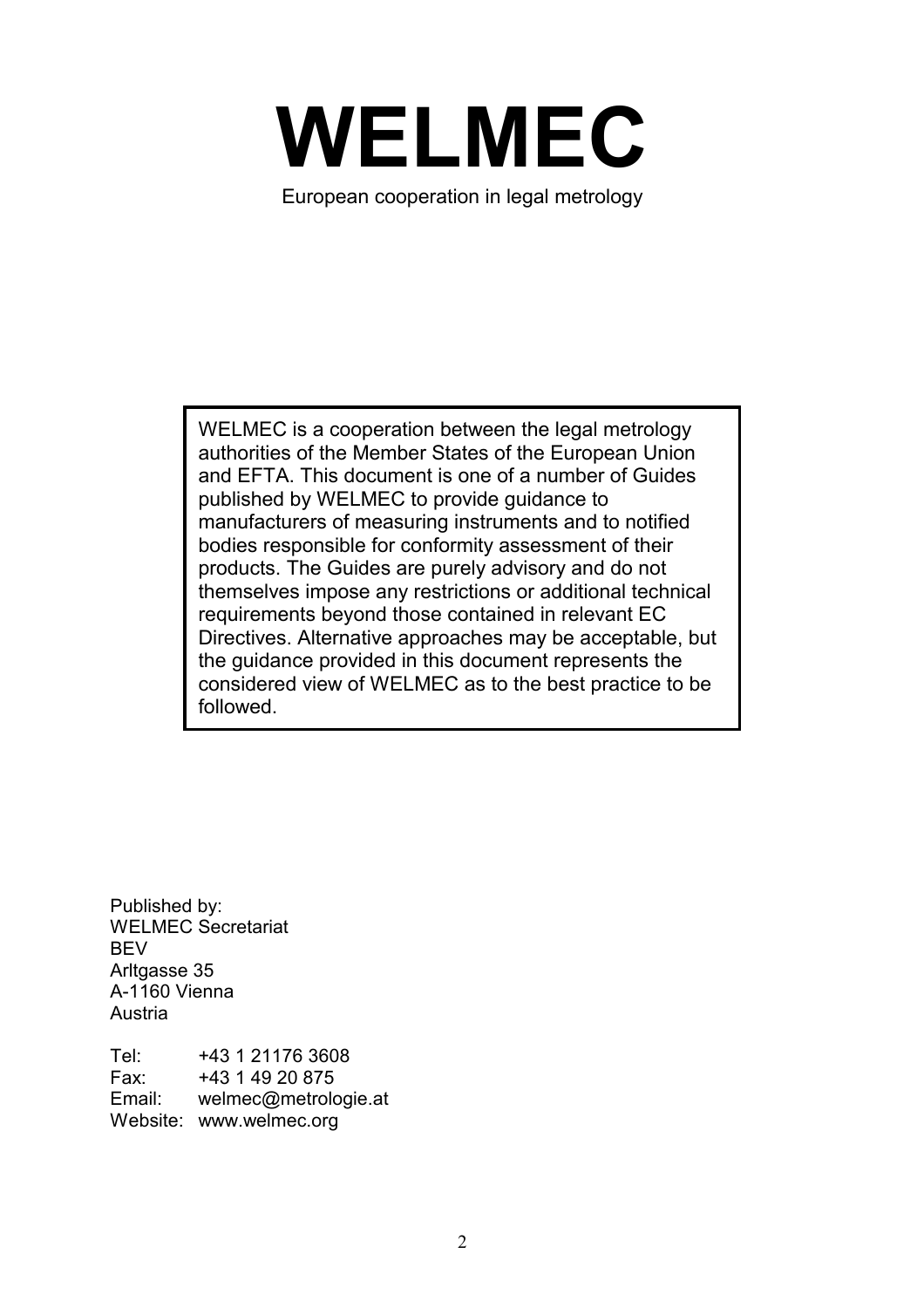# WELMEC

European cooperation in legal metrology

> WELMEC is a cooperation between the legal metrology authorities of the Member States of the European Union and EFTA. This document is one of a number of Guides published by WELMEC to provide guidance to manufacturers of measuring instruments and to notified bodies responsible for conformity assessment of their products. The Guides are purely advisory and do not themselves impose any restrictions or additional technical requirements beyond those contained in relevant EC Directives. Alternative approaches may be acceptable, but the guidance provided in this document represents the considered view of WELMEC as to the best practice to be followed.

Published by:
WELMEC Secretariat
BEV
Arltgasse 35
A-1160 Vienna
Austria

Tel: +43 1 21176 3608
Fax: +43 1 49 20 875
Email: welmec@metrologie.at
Website: www.welmec.org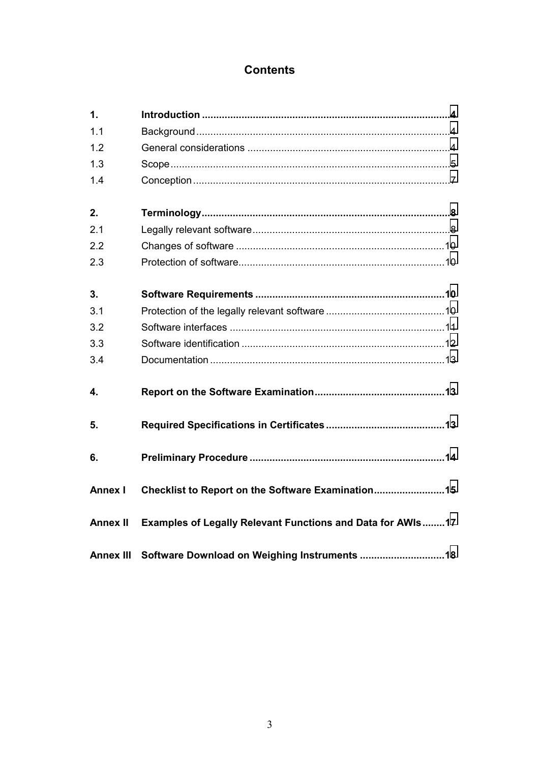# Contents

| | | |
|---|---|---|
| **1.** | **Introduction** | **4** |
| 1.1 | Background | 4 |
| 1.2 | General considerations | 4 |
| 1.3 | Scope | 5 |
| 1.4 | Conception | 7 |
| **2.** | **Terminology** | **8** |
| 2.1 | Legally relevant software | 8 |
| 2.2 | Changes of software | 10 |
| 2.3 | Protection of software | 10 |
| **3.** | **Software Requirements** | **10** |
| 3.1 | Protection of the legally relevant software | 10 |
| 3.2 | Software interfaces | 11 |
| 3.3 | Software identification | 12 |
| 3.4 | Documentation | 13 |
| **4.** | **Report on the Software Examination** | **13** |
| **5.** | **Required Specifications in Certificates** | **13** |
| **6.** | **Preliminary Procedure** | **14** |
| **Annex I** | **Checklist to Report on the Software Examination** | **15** |
| **Annex II** | **Examples of Legally Relevant Functions and Data for AWIs** | **17** |
| **Annex III** | **Software Download on Weighing Instruments** | **18** |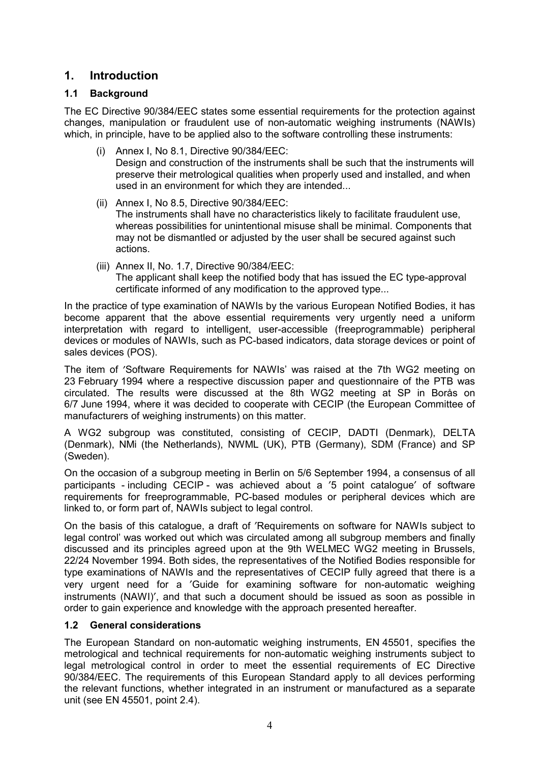# 1. Introduction

## 1.1 Background

The EC Directive 90/384/EEC states some essential requirements for the protection against changes, manipulation or fraudulent use of non-automatic weighing instruments (NAWIs) which, in principle, have to be applied also to the software controlling these instruments:

(i) Annex I, No 8.1, Directive 90/384/EEC:
Design and construction of the instruments shall be such that the instruments will preserve their metrological qualities when properly used and installed, and when used in an environment for which they are intended...

(ii) Annex I, No 8.5, Directive 90/384/EEC:
The instruments shall have no characteristics likely to facilitate fraudulent use, whereas possibilities for unintentional misuse shall be minimal. Components that may not be dismantled or adjusted by the user shall be secured against such actions.

(iii) Annex II, No. 1.7, Directive 90/384/EEC:
The applicant shall keep the notified body that has issued the EC type-approval certificate informed of any modification to the approved type...

In the practice of type examination of NAWIs by the various European Notified Bodies, it has become apparent that the above essential requirements very urgently need a uniform interpretation with regard to intelligent, user-accessible (freeprogrammable) peripheral devices or modules of NAWIs, such as PC-based indicators, data storage devices or point of sales devices (POS).

The item of ′Software Requirements for NAWIs' was raised at the 7th WG2 meeting on 23 February 1994 where a respective discussion paper and questionnaire of the PTB was circulated. The results were discussed at the 8th WG2 meeting at SP in Borås on 6/7 June 1994, where it was decided to cooperate with CECIP (the European Committee of manufacturers of weighing instruments) on this matter.

A WG2 subgroup was constituted, consisting of CECIP, DADTI (Denmark), DELTA (Denmark), NMi (the Netherlands), NWML (UK), PTB (Germany), SDM (France) and SP (Sweden).

On the occasion of a subgroup meeting in Berlin on 5/6 September 1994, a consensus of all participants - including CECIP - was achieved about a ′5 point catalogue′ of software requirements for freeprogrammable, PC-based modules or peripheral devices which are linked to, or form part of, NAWIs subject to legal control.

On the basis of this catalogue, a draft of ′Requirements on software for NAWIs subject to legal control' was worked out which was circulated among all subgroup members and finally discussed and its principles agreed upon at the 9th WELMEC WG2 meeting in Brussels, 22/24 November 1994. Both sides, the representatives of the Notified Bodies responsible for type examinations of NAWIs and the representatives of CECIP fully agreed that there is a very urgent need for a ′Guide for examining software for non-automatic weighing instruments (NAWI)′, and that such a document should be issued as soon as possible in order to gain experience and knowledge with the approach presented hereafter.

## 1.2 General considerations

The European Standard on non-automatic weighing instruments, EN 45501, specifies the metrological and technical requirements for non-automatic weighing instruments subject to legal metrological control in order to meet the essential requirements of EC Directive 90/384/EEC. The requirements of this European Standard apply to all devices performing the relevant functions, whether integrated in an instrument or manufactured as a separate unit (see EN 45501, point 2.4).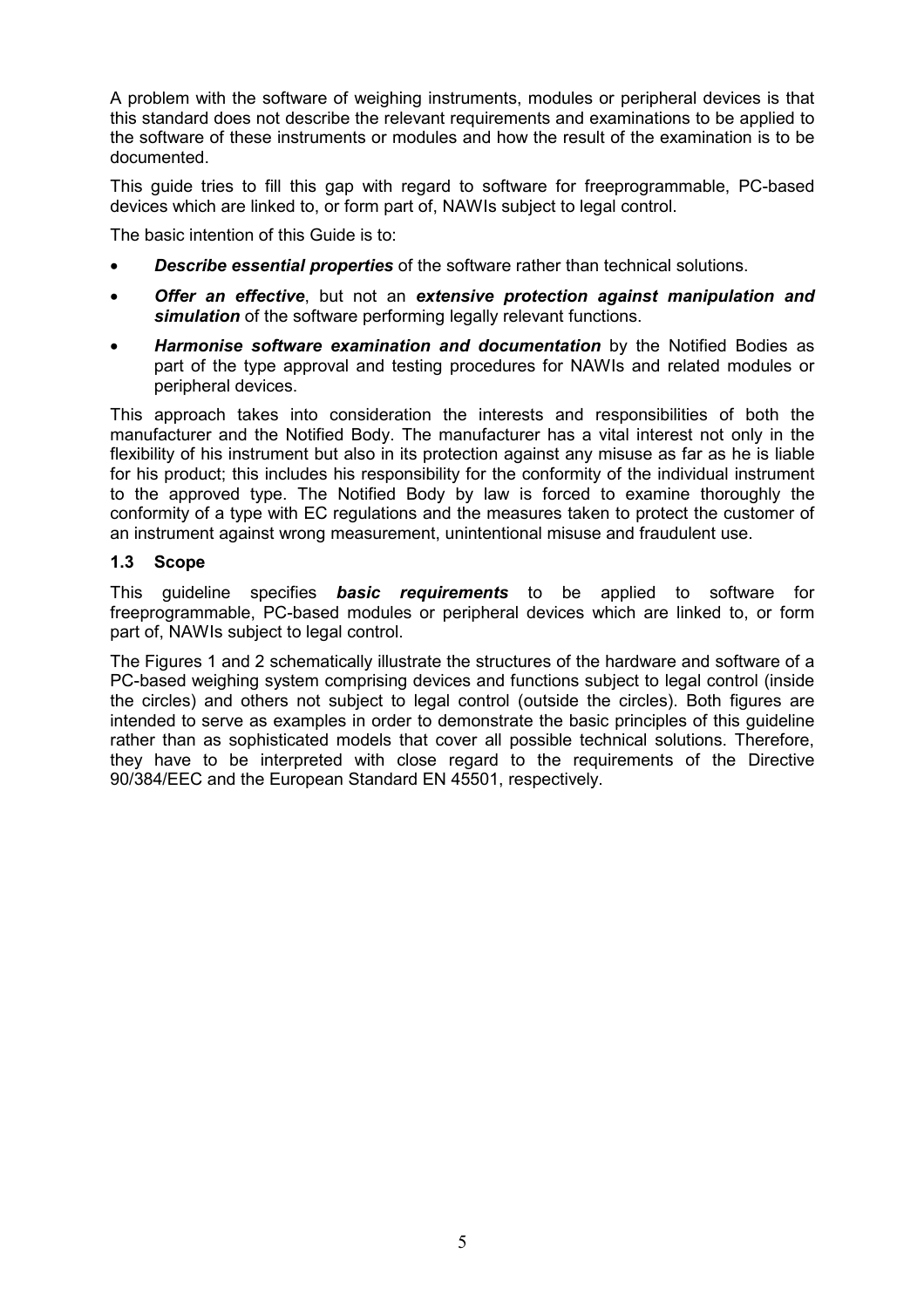A problem with the software of weighing instruments, modules or peripheral devices is that this standard does not describe the relevant requirements and examinations to be applied to the software of these instruments or modules and how the result of the examination is to be documented.

This guide tries to fill this gap with regard to software for freeprogrammable, PC-based devices which are linked to, or form part of, NAWIs subject to legal control.

The basic intention of this Guide is to:

- ***Describe essential properties*** of the software rather than technical solutions.
- ***Offer an effective***, but not an ***extensive protection against manipulation and simulation*** of the software performing legally relevant functions.
- ***Harmonise software examination and documentation*** by the Notified Bodies as part of the type approval and testing procedures for NAWIs and related modules or peripheral devices.

This approach takes into consideration the interests and responsibilities of both the manufacturer and the Notified Body. The manufacturer has a vital interest not only in the flexibility of his instrument but also in its protection against any misuse as far as he is liable for his product; this includes his responsibility for the conformity of the individual instrument to the approved type. The Notified Body by law is forced to examine thoroughly the conformity of a type with EC regulations and the measures taken to protect the customer of an instrument against wrong measurement, unintentional misuse and fraudulent use.

### 1.3 Scope

This guideline specifies ***basic requirements*** to be applied to software for freeprogrammable, PC-based modules or peripheral devices which are linked to, or form part of, NAWIs subject to legal control.

The Figures 1 and 2 schematically illustrate the structures of the hardware and software of a PC-based weighing system comprising devices and functions subject to legal control (inside the circles) and others not subject to legal control (outside the circles). Both figures are intended to serve as examples in order to demonstrate the basic principles of this guideline rather than as sophisticated models that cover all possible technical solutions. Therefore, they have to be interpreted with close regard to the requirements of the Directive 90/384/EEC and the European Standard EN 45501, respectively.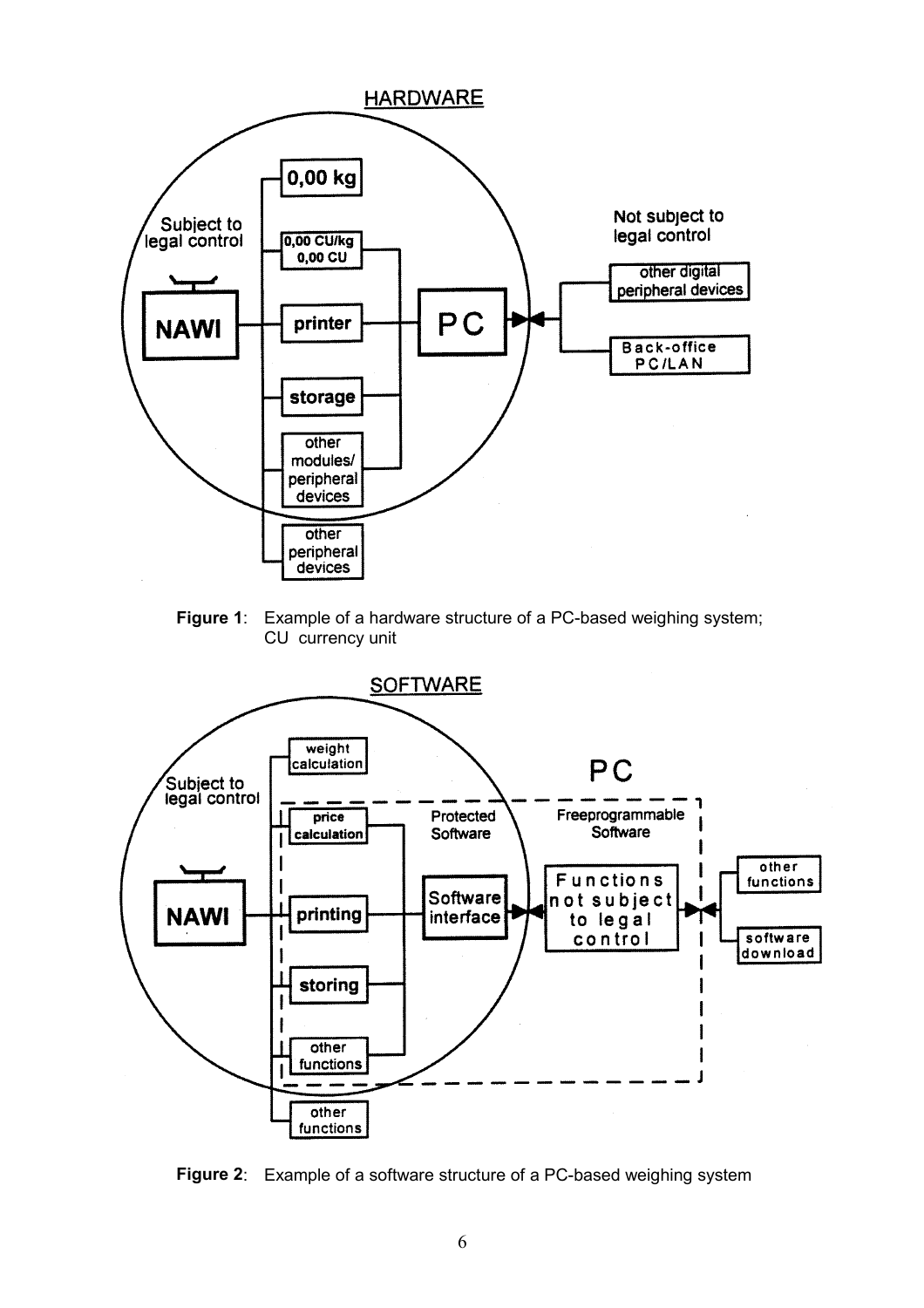**Figure 1**: Example of a hardware structure of a PC-based weighing system; CU currency unit

**Figure 2**: Example of a software structure of a PC-based weighing system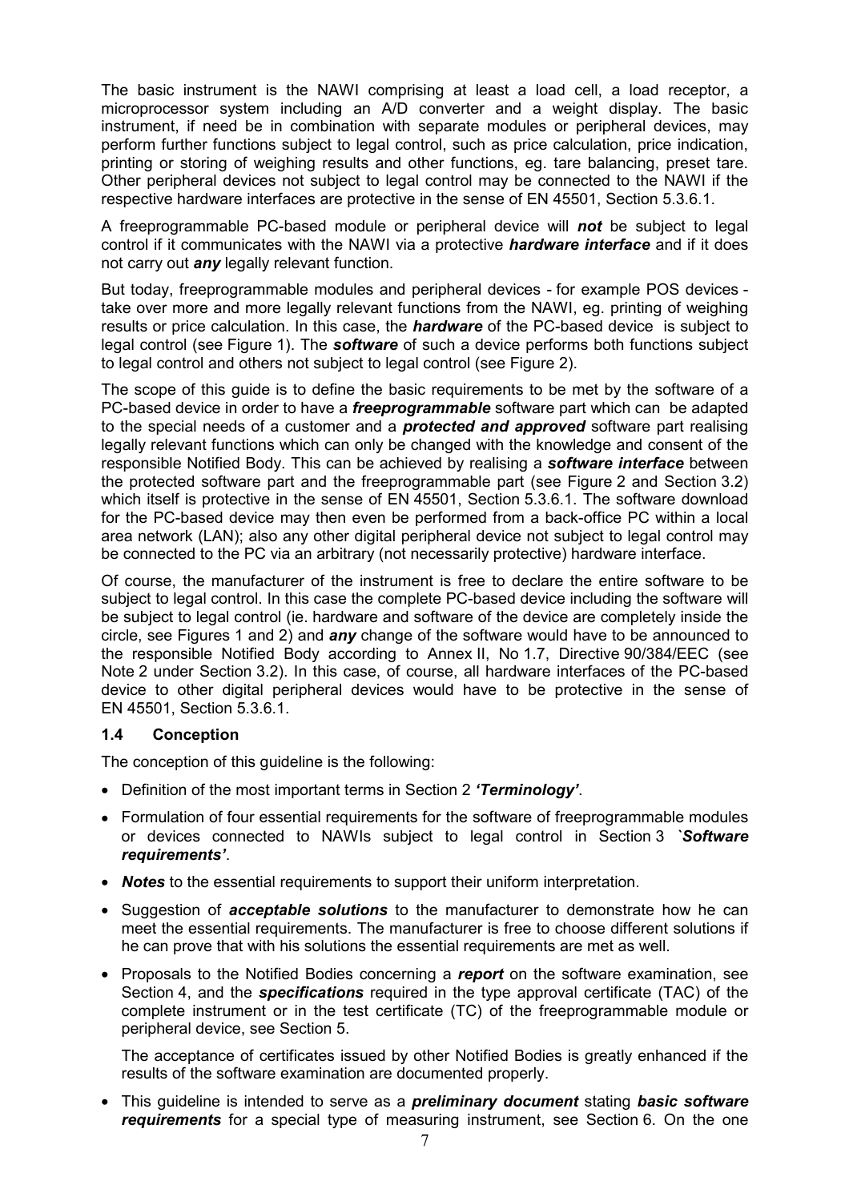The basic instrument is the NAWI comprising at least a load cell, a load receptor, a microprocessor system including an A/D converter and a weight display. The basic instrument, if need be in combination with separate modules or peripheral devices, may perform further functions subject to legal control, such as price calculation, price indication, printing or storing of weighing results and other functions, eg. tare balancing, preset tare. Other peripheral devices not subject to legal control may be connected to the NAWI if the respective hardware interfaces are protective in the sense of EN 45501, Section 5.3.6.1.

A freeprogrammable PC-based module or peripheral device will ***not*** be subject to legal control if it communicates with the NAWI via a protective ***hardware interface*** and if it does not carry out ***any*** legally relevant function.

But today, freeprogrammable modules and peripheral devices - for example POS devices - take over more and more legally relevant functions from the NAWI, eg. printing of weighing results or price calculation. In this case, the ***hardware*** of the PC-based device is subject to legal control (see Figure 1). The ***software*** of such a device performs both functions subject to legal control and others not subject to legal control (see Figure 2).

The scope of this guide is to define the basic requirements to be met by the software of a PC-based device in order to have a ***freeprogrammable*** software part which can be adapted to the special needs of a customer and a ***protected and approved*** software part realising legally relevant functions which can only be changed with the knowledge and consent of the responsible Notified Body. This can be achieved by realising a ***software interface*** between the protected software part and the freeprogrammable part (see Figure 2 and Section 3.2) which itself is protective in the sense of EN 45501, Section 5.3.6.1. The software download for the PC-based device may then even be performed from a back-office PC within a local area network (LAN); also any other digital peripheral device not subject to legal control may be connected to the PC via an arbitrary (not necessarily protective) hardware interface.

Of course, the manufacturer of the instrument is free to declare the entire software to be subject to legal control. In this case the complete PC-based device including the software will be subject to legal control (ie. hardware and software of the device are completely inside the circle, see Figures 1 and 2) and ***any*** change of the software would have to be announced to the responsible Notified Body according to Annex II, No 1.7, Directive 90/384/EEC (see Note 2 under Section 3.2). In this case, of course, all hardware interfaces of the PC-based device to other digital peripheral devices would have to be protective in the sense of EN 45501, Section 5.3.6.1.

### 1.4 Conception

The conception of this guideline is the following:

- Definition of the most important terms in Section 2 ***'Terminology'***.
- Formulation of four essential requirements for the software of freeprogrammable modules or devices connected to NAWIs subject to legal control in Section 3 ***`Software requirements'***.
- ***Notes*** to the essential requirements to support their uniform interpretation.
- Suggestion of ***acceptable solutions*** to the manufacturer to demonstrate how he can meet the essential requirements. The manufacturer is free to choose different solutions if he can prove that with his solutions the essential requirements are met as well.
- Proposals to the Notified Bodies concerning a ***report*** on the software examination, see Section 4, and the ***specifications*** required in the type approval certificate (TAC) of the complete instrument or in the test certificate (TC) of the freeprogrammable module or peripheral device, see Section 5.

  The acceptance of certificates issued by other Notified Bodies is greatly enhanced if the results of the software examination are documented properly.
- This guideline is intended to serve as a ***preliminary document*** stating ***basic software requirements*** for a special type of measuring instrument, see Section 6. On the one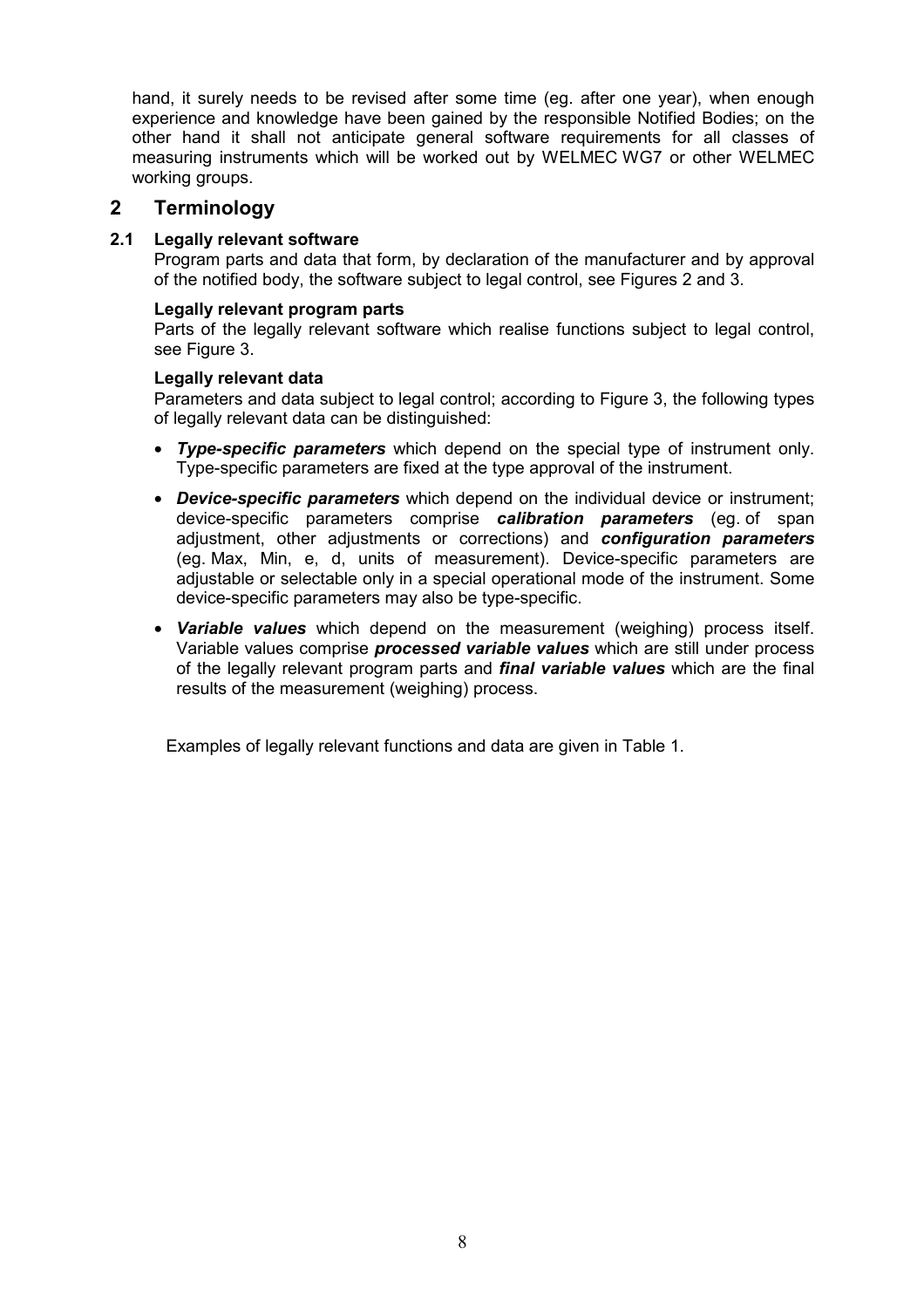hand, it surely needs to be revised after some time (eg. after one year), when enough experience and knowledge have been gained by the responsible Notified Bodies; on the other hand it shall not anticipate general software requirements for all classes of measuring instruments which will be worked out by WELMEC WG7 or other WELMEC working groups.

## 2 Terminology

### 2.1 Legally relevant software

Program parts and data that form, by declaration of the manufacturer and by approval of the notified body, the software subject to legal control, see Figures 2 and 3.

**Legally relevant program parts**

Parts of the legally relevant software which realise functions subject to legal control, see Figure 3.

**Legally relevant data**

Parameters and data subject to legal control; according to Figure 3, the following types of legally relevant data can be distinguished:

- ***Type-specific parameters*** which depend on the special type of instrument only. Type-specific parameters are fixed at the type approval of the instrument.
- ***Device-specific parameters*** which depend on the individual device or instrument; device-specific parameters comprise ***calibration parameters*** (eg. of span adjustment, other adjustments or corrections) and ***configuration parameters*** (eg. Max, Min, e, d, units of measurement). Device-specific parameters are adjustable or selectable only in a special operational mode of the instrument. Some device-specific parameters may also be type-specific.
- ***Variable values*** which depend on the measurement (weighing) process itself. Variable values comprise ***processed variable values*** which are still under process of the legally relevant program parts and ***final variable values*** which are the final results of the measurement (weighing) process.

Examples of legally relevant functions and data are given in Table 1.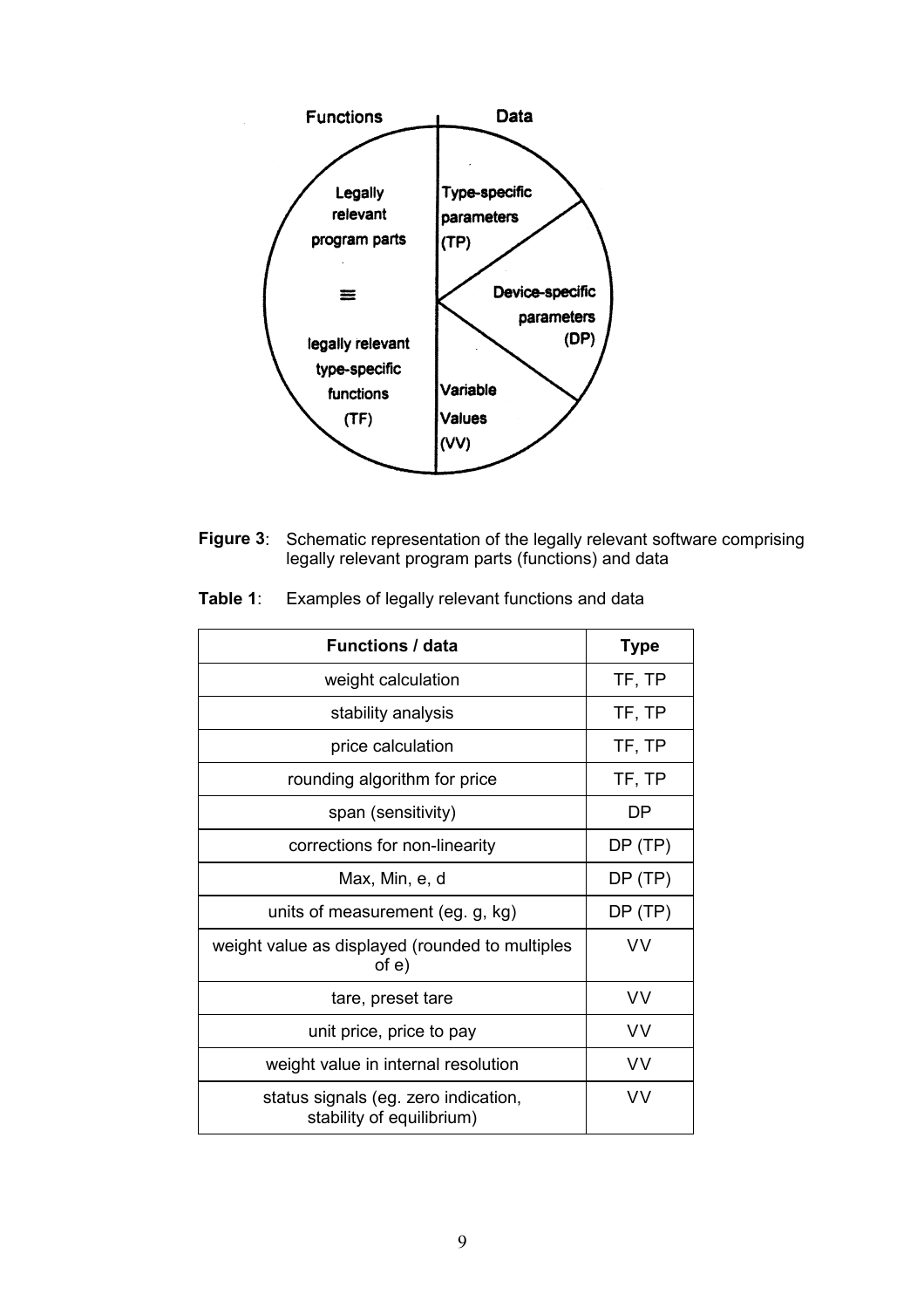Functions | Data

Legally relevant program parts ≡ legally relevant type-specific functions (TF)

Type-specific parameters (TP)

Device-specific parameters (DP)

Variable Values (VV)

**Figure 3**: Schematic representation of the legally relevant software comprising legally relevant program parts (functions) and data

**Table 1**: Examples of legally relevant functions and data

| Functions / data | Type |
|---|---|
| weight calculation | TF, TP |
| stability analysis | TF, TP |
| price calculation | TF, TP |
| rounding algorithm for price | TF, TP |
| span (sensitivity) | DP |
| corrections for non-linearity | DP (TP) |
| Max, Min, e, d | DP (TP) |
| units of measurement (eg. g, kg) | DP (TP) |
| weight value as displayed (rounded to multiples of e) | VV |
| tare, preset tare | VV |
| unit price, price to pay | VV |
| weight value in internal resolution | VV |
| status signals (eg. zero indication, stability of equilibrium) | VV |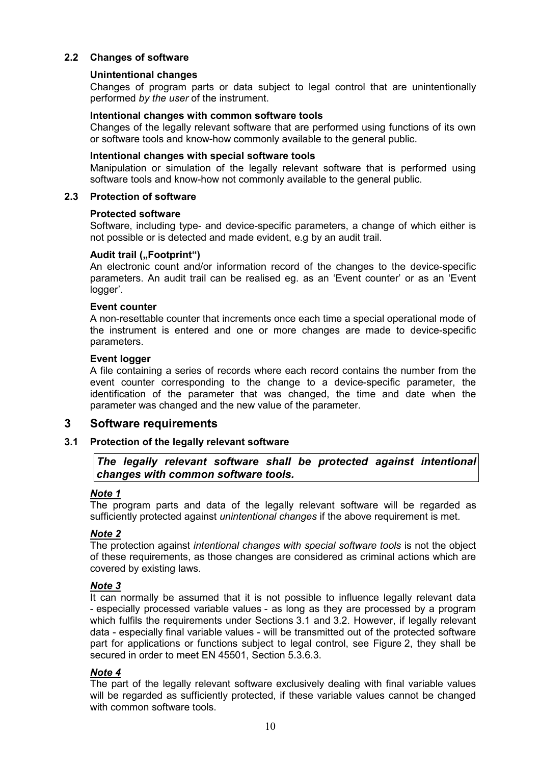### 2.2 Changes of software

**Unintentional changes**

Changes of program parts or data subject to legal control that are unintentionally performed *by the user* of the instrument.

**Intentional changes with common software tools**

Changes of the legally relevant software that are performed using functions of its own or software tools and know-how commonly available to the general public.

**Intentional changes with special software tools**

Manipulation or simulation of the legally relevant software that is performed using software tools and know-how not commonly available to the general public.

### 2.3 Protection of software

**Protected software**

Software, including type- and device-specific parameters, a change of which either is not possible or is detected and made evident, e.g by an audit trail.

**Audit trail („Footprint“)**

An electronic count and/or information record of the changes to the device-specific parameters. An audit trail can be realised eg. as an 'Event counter' or as an 'Event logger'.

**Event counter**

A non-resettable counter that increments once each time a special operational mode of the instrument is entered and one or more changes are made to device-specific parameters.

**Event logger**

A file containing a series of records where each record contains the number from the event counter corresponding to the change to a device-specific parameter, the identification of the parameter that was changed, the time and date when the parameter was changed and the new value of the parameter.

## 3 Software requirements

### 3.1 Protection of the legally relevant software

> ***The legally relevant software shall be protected against intentional changes with common software tools.***

***Note 1***

The program parts and data of the legally relevant software will be regarded as sufficiently protected against *unintentional changes* if the above requirement is met.

***Note 2***

The protection against *intentional changes with special software tools* is not the object of these requirements, as those changes are considered as criminal actions which are covered by existing laws.

***Note 3***

It can normally be assumed that it is not possible to influence legally relevant data - especially processed variable values - as long as they are processed by a program which fulfils the requirements under Sections 3.1 and 3.2. However, if legally relevant data - especially final variable values - will be transmitted out of the protected software part for applications or functions subject to legal control, see Figure 2, they shall be secured in order to meet EN 45501, Section 5.3.6.3.

***Note 4***

The part of the legally relevant software exclusively dealing with final variable values will be regarded as sufficiently protected, if these variable values cannot be changed with common software tools.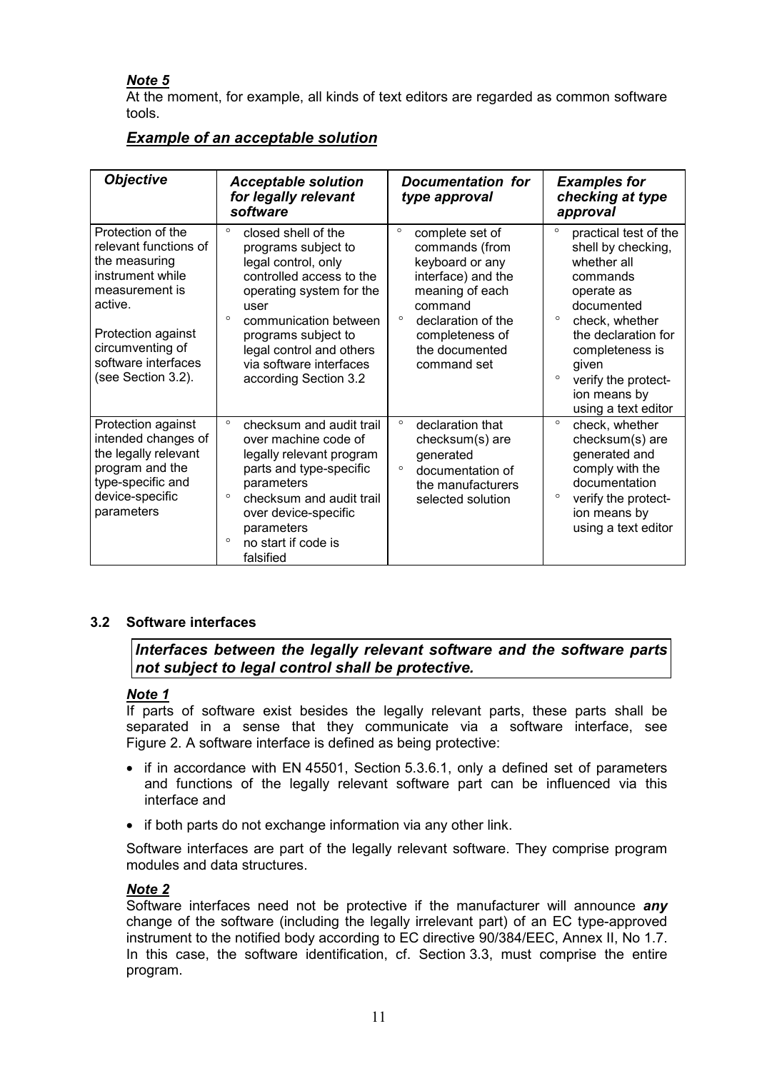***Note 5***

At the moment, for example, all kinds of text editors are regarded as common software tools.

***Example of an acceptable solution***

| ***Objective*** | ***Acceptable solution for legally relevant software*** | ***Documentation for type approval*** | ***Examples for checking at type approval*** |
|---|---|---|---|
| Protection of the relevant functions of the measuring instrument while measurement is active.<br><br>Protection against circumventing of software interfaces (see Section 3.2). | ° closed shell of the programs subject to legal control, only controlled access to the operating system for the user<br>° communication between programs subject to legal control and others via software interfaces according Section 3.2 | ° complete set of commands (from keyboard or any interface) and the meaning of each command<br>° declaration of the completeness of the documented command set | ° practical test of the shell by checking, whether all commands operate as documented<br>° check, whether the declaration for completeness is given<br>° verify the protection means by using a text editor |
| Protection against intended changes of the legally relevant program and the type-specific and device-specific parameters | ° checksum and audit trail over machine code of legally relevant program parts and type-specific parameters<br>° checksum and audit trail over device-specific parameters<br>° no start if code is falsified | ° declaration that checksum(s) are generated<br>° documentation of the manufacturers selected solution | ° check, whether checksum(s) are generated and comply with the documentation<br>° verify the protection means by using a text editor |

### 3.2 Software interfaces

***Interfaces between the legally relevant software and the software parts not subject to legal control shall be protective.***

***Note 1***

If parts of software exist besides the legally relevant parts, these parts shall be separated in a sense that they communicate via a software interface, see Figure 2. A software interface is defined as being protective:

- if in accordance with EN 45501, Section 5.3.6.1, only a defined set of parameters and functions of the legally relevant software part can be influenced via this interface and
- if both parts do not exchange information via any other link.

Software interfaces are part of the legally relevant software. They comprise program modules and data structures.

***Note 2***

Software interfaces need not be protective if the manufacturer will announce ***any*** change of the software (including the legally irrelevant part) of an EC type-approved instrument to the notified body according to EC directive 90/384/EEC, Annex II, No 1.7. In this case, the software identification, cf. Section 3.3, must comprise the entire program.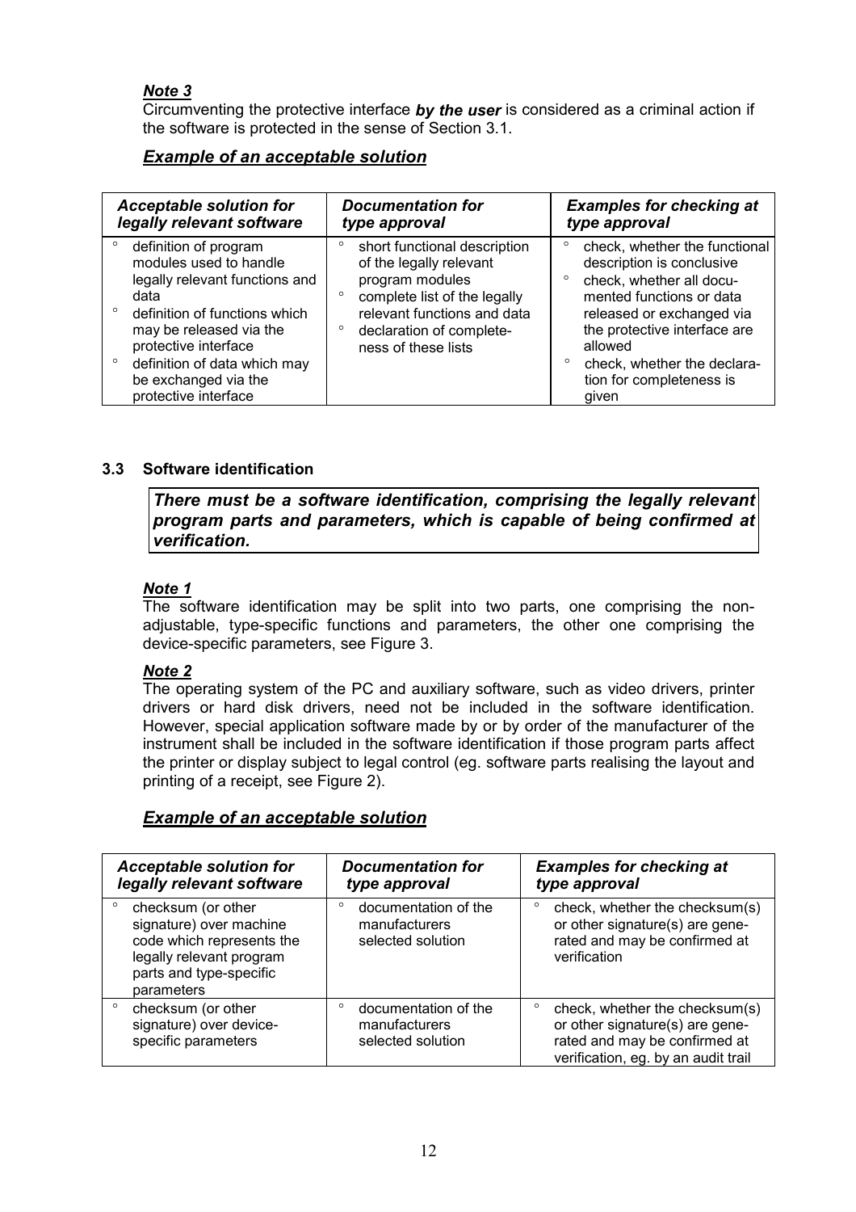***Note 3***

Circumventing the protective interface ***by the user*** is considered as a criminal action if the software is protected in the sense of Section 3.1.

## ***Example of an acceptable solution***

| *Acceptable solution for legally relevant software* | *Documentation for type approval* | *Examples for checking at type approval* |
|---|---|---|
| ° definition of program modules used to handle legally relevant functions and data<br>° definition of functions which may be released via the protective interface<br>° definition of data which may be exchanged via the protective interface | ° short functional description of the legally relevant program modules<br>° complete list of the legally relevant functions and data<br>° declaration of completeness of these lists | ° check, whether the functional description is conclusive<br>° check, whether all documented functions or data released or exchanged via the protective interface are allowed<br>° check, whether the declaration for completeness is given |

### 3.3 Software identification

***There must be a software identification, comprising the legally relevant program parts and parameters, which is capable of being confirmed at verification.***

***Note 1***

The software identification may be split into two parts, one comprising the non-adjustable, type-specific functions and parameters, the other one comprising the device-specific parameters, see Figure 3.

***Note 2***

The operating system of the PC and auxiliary software, such as video drivers, printer drivers or hard disk drivers, need not be included in the software identification. However, special application software made by or by order of the manufacturer of the instrument shall be included in the software identification if those program parts affect the printer or display subject to legal control (eg. software parts realising the layout and printing of a receipt, see Figure 2).

## ***Example of an acceptable solution***

| *Acceptable solution for legally relevant software* | *Documentation for type approval* | *Examples for checking at type approval* |
|---|---|---|
| ° checksum (or other signature) over machine code which represents the legally relevant program parts and type-specific parameters | ° documentation of the manufacturers selected solution | ° check, whether the checksum(s) or other signature(s) are generated and may be confirmed at verification |
| ° checksum (or other signature) over device-specific parameters | ° documentation of the manufacturers selected solution | ° check, whether the checksum(s) or other signature(s) are generated and may be confirmed at verification, eg. by an audit trail |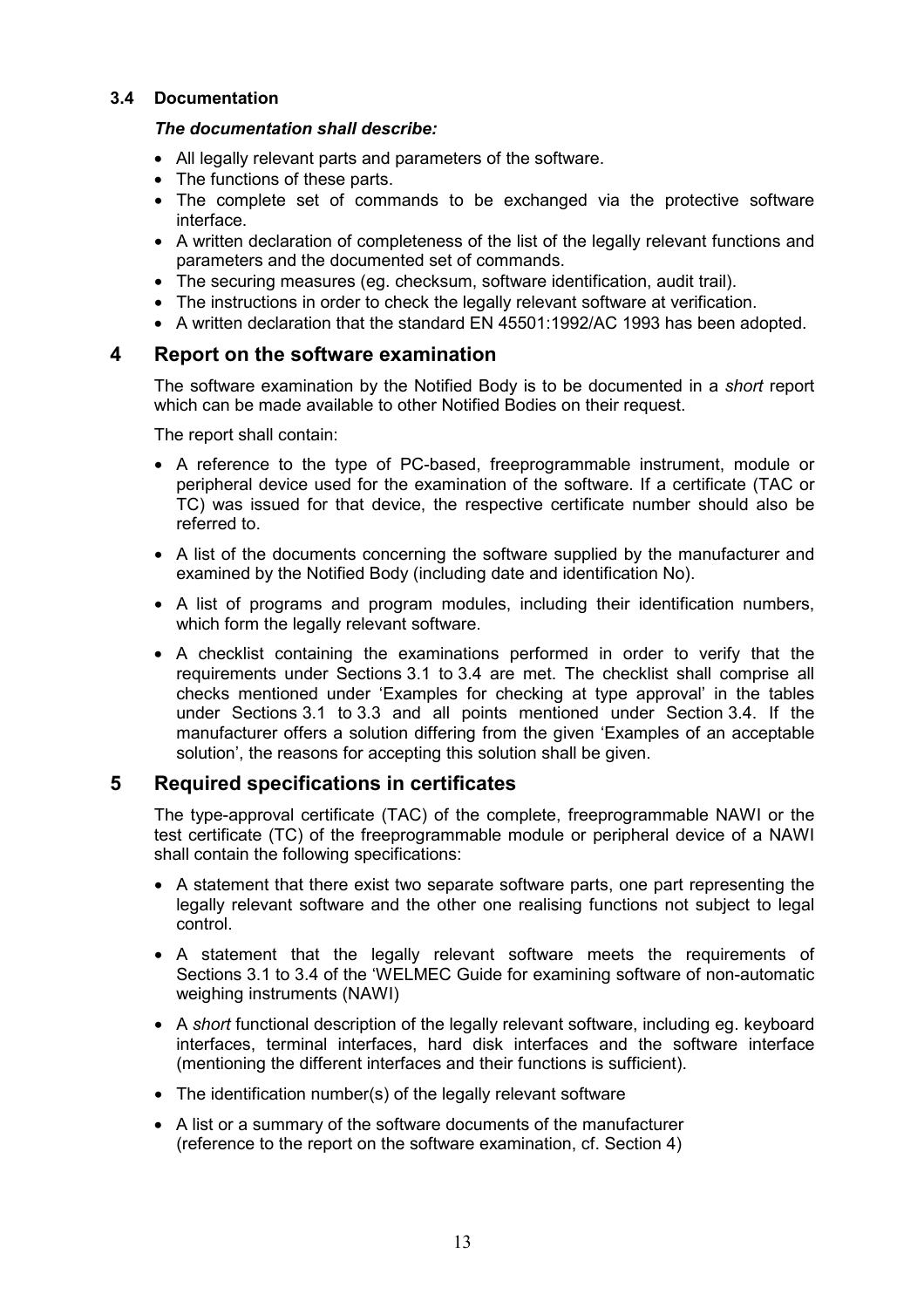### 3.4 Documentation

***The documentation shall describe:***

- All legally relevant parts and parameters of the software.
- The functions of these parts.
- The complete set of commands to be exchanged via the protective software interface.
- A written declaration of completeness of the list of the legally relevant functions and parameters and the documented set of commands.
- The securing measures (eg. checksum, software identification, audit trail).
- The instructions in order to check the legally relevant software at verification.
- A written declaration that the standard EN 45501:1992/AC 1993 has been adopted.

## 4 Report on the software examination

The software examination by the Notified Body is to be documented in a *short* report which can be made available to other Notified Bodies on their request.

The report shall contain:

- A reference to the type of PC-based, freeprogrammable instrument, module or peripheral device used for the examination of the software. If a certificate (TAC or TC) was issued for that device, the respective certificate number should also be referred to.
- A list of the documents concerning the software supplied by the manufacturer and examined by the Notified Body (including date and identification No).
- A list of programs and program modules, including their identification numbers, which form the legally relevant software.
- A checklist containing the examinations performed in order to verify that the requirements under Sections 3.1 to 3.4 are met. The checklist shall comprise all checks mentioned under 'Examples for checking at type approval' in the tables under Sections 3.1 to 3.3 and all points mentioned under Section 3.4. If the manufacturer offers a solution differing from the given 'Examples of an acceptable solution', the reasons for accepting this solution shall be given.

## 5 Required specifications in certificates

The type-approval certificate (TAC) of the complete, freeprogrammable NAWI or the test certificate (TC) of the freeprogrammable module or peripheral device of a NAWI shall contain the following specifications:

- A statement that there exist two separate software parts, one part representing the legally relevant software and the other one realising functions not subject to legal control.
- A statement that the legally relevant software meets the requirements of Sections 3.1 to 3.4 of the 'WELMEC Guide for examining software of non-automatic weighing instruments (NAWI)
- A *short* functional description of the legally relevant software, including eg. keyboard interfaces, terminal interfaces, hard disk interfaces and the software interface (mentioning the different interfaces and their functions is sufficient).
- The identification number(s) of the legally relevant software
- A list or a summary of the software documents of the manufacturer (reference to the report on the software examination, cf. Section 4)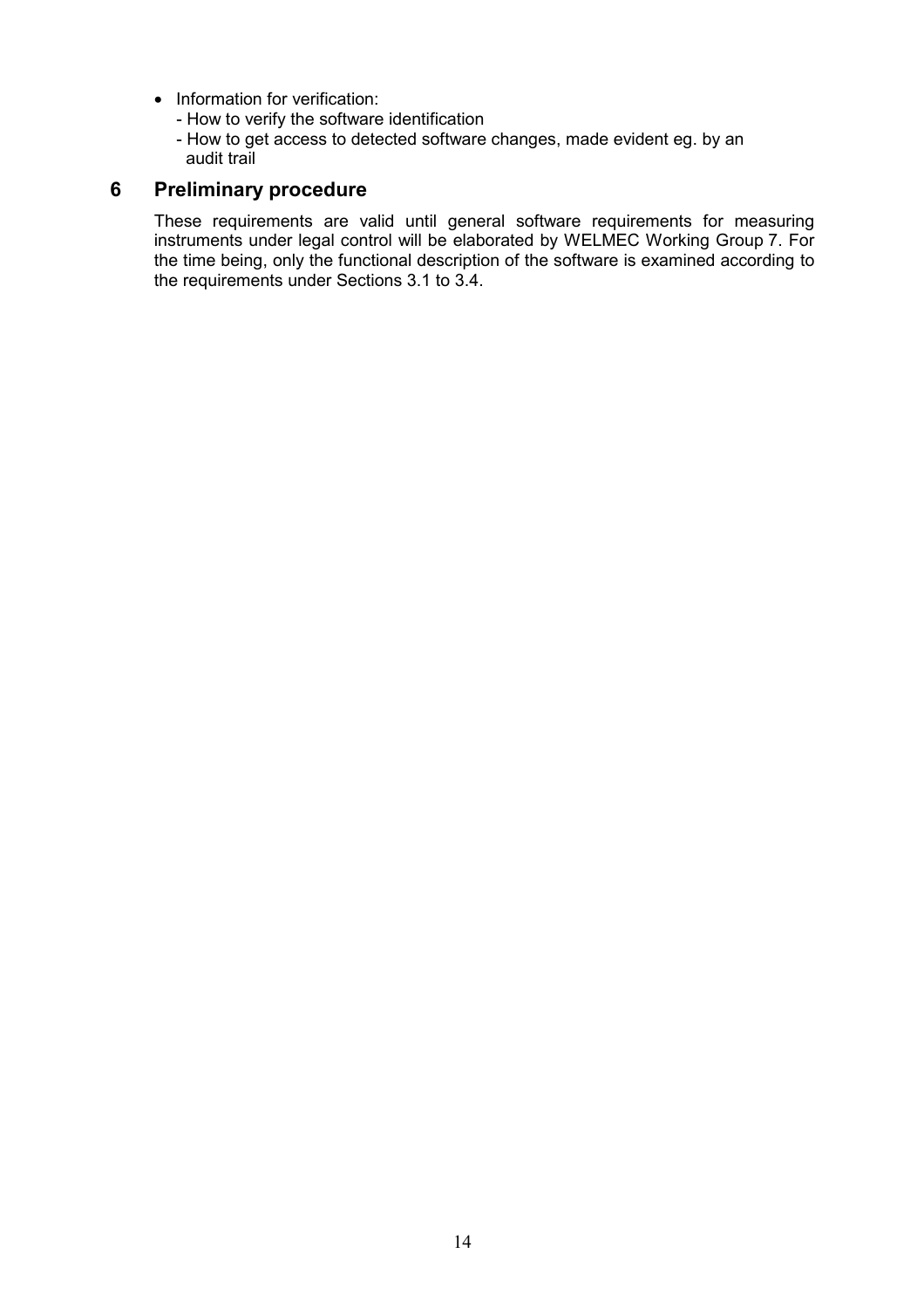- Information for verification:
  - How to verify the software identification
  - How to get access to detected software changes, made evident eg. by an audit trail

## 6 Preliminary procedure

These requirements are valid until general software requirements for measuring instruments under legal control will be elaborated by WELMEC Working Group 7. For the time being, only the functional description of the software is examined according to the requirements under Sections 3.1 to 3.4.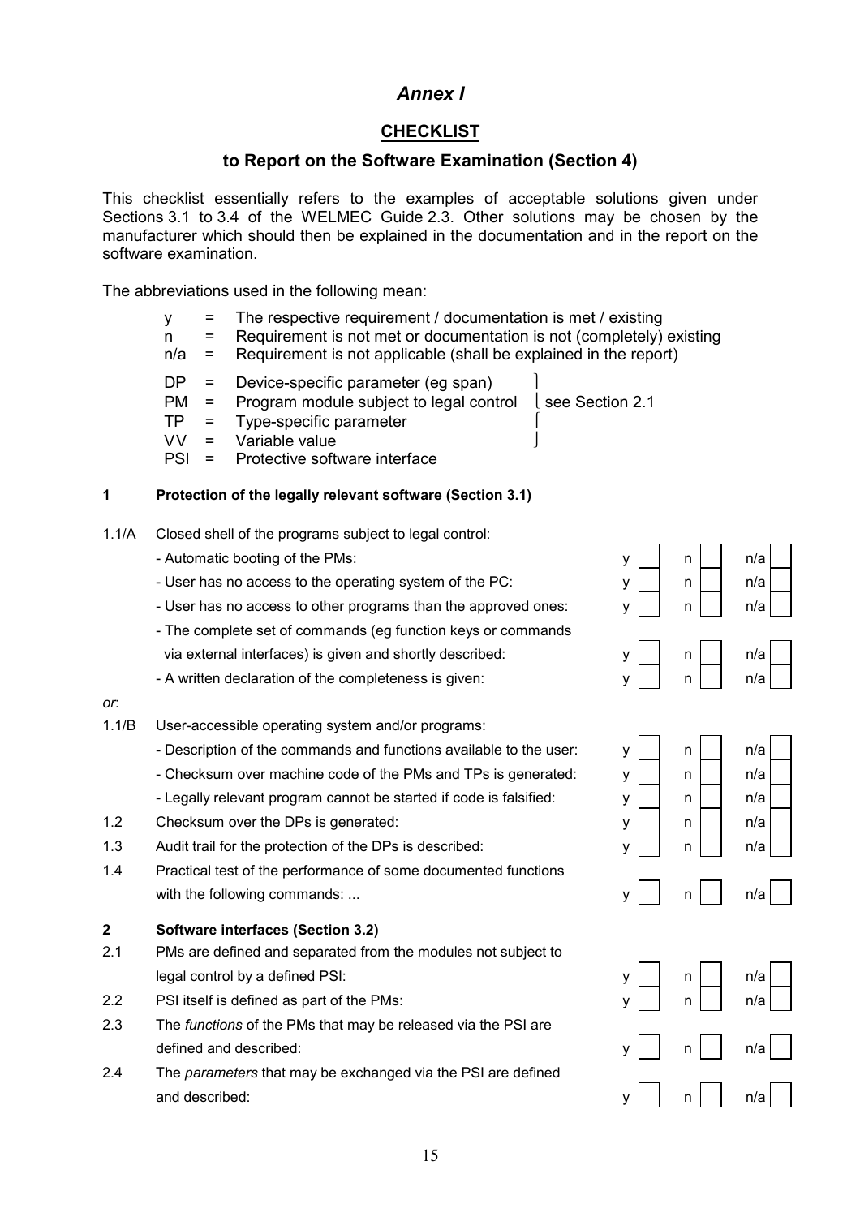# *Annex I*

## CHECKLIST

### to Report on the Software Examination (Section 4)

This checklist essentially refers to the examples of acceptable solutions given under Sections 3.1 to 3.4 of the WELMEC Guide 2.3. Other solutions may be chosen by the manufacturer which should then be explained in the documentation and in the report on the software examination.

The abbreviations used in the following mean:

- y = The respective requirement / documentation is met / existing
- n = Requirement is not met or documentation is not (completely) existing
- n/a = Requirement is not applicable (shall be explained in the report)

- DP = Device-specific parameter (eg span)
- PM = Program module subject to legal control
- TP = Type-specific parameter
- VV = Variable value

(DP, PM, TP, VV: see Section 2.1)

- PSI = Protective software interface

**1 Protection of the legally relevant software (Section 3.1)**

| No. | Item | y | n | n/a |
|---|---|---|---|---|
| 1.1/A | Closed shell of the programs subject to legal control: | | | |
| | - Automatic booting of the PMs: | ☐ | ☐ | ☐ |
| | - User has no access to the operating system of the PC: | ☐ | ☐ | ☐ |
| | - User has no access to other programs than the approved ones: | ☐ | ☐ | ☐ |
| | - The complete set of commands (eg function keys or commands via external interfaces) is given and shortly described: | ☐ | ☐ | ☐ |
| | - A written declaration of the completeness is given: | ☐ | ☐ | ☐ |
| *or*: | | | | |
| 1.1/B | User-accessible operating system and/or programs: | | | |
| | - Description of the commands and functions available to the user: | ☐ | ☐ | ☐ |
| | - Checksum over machine code of the PMs and TPs is generated: | ☐ | ☐ | ☐ |
| | - Legally relevant program cannot be started if code is falsified: | ☐ | ☐ | ☐ |
| 1.2 | Checksum over the DPs is generated: | ☐ | ☐ | ☐ |
| 1.3 | Audit trail for the protection of the DPs is described: | ☐ | ☐ | ☐ |
| 1.4 | Practical test of the performance of some documented functions with the following commands: ... | ☐ | ☐ | ☐ |

**2 Software interfaces (Section 3.2)**

| No. | Item | y | n | n/a |
|---|---|---|---|---|
| 2.1 | PMs are defined and separated from the modules not subject to legal control by a defined PSI: | ☐ | ☐ | ☐ |
| 2.2 | PSI itself is defined as part of the PMs: | ☐ | ☐ | ☐ |
| 2.3 | The *functions* of the PMs that may be released via the PSI are defined and described: | ☐ | ☐ | ☐ |
| 2.4 | The *parameters* that may be exchanged via the PSI are defined and described: | ☐ | ☐ | ☐ |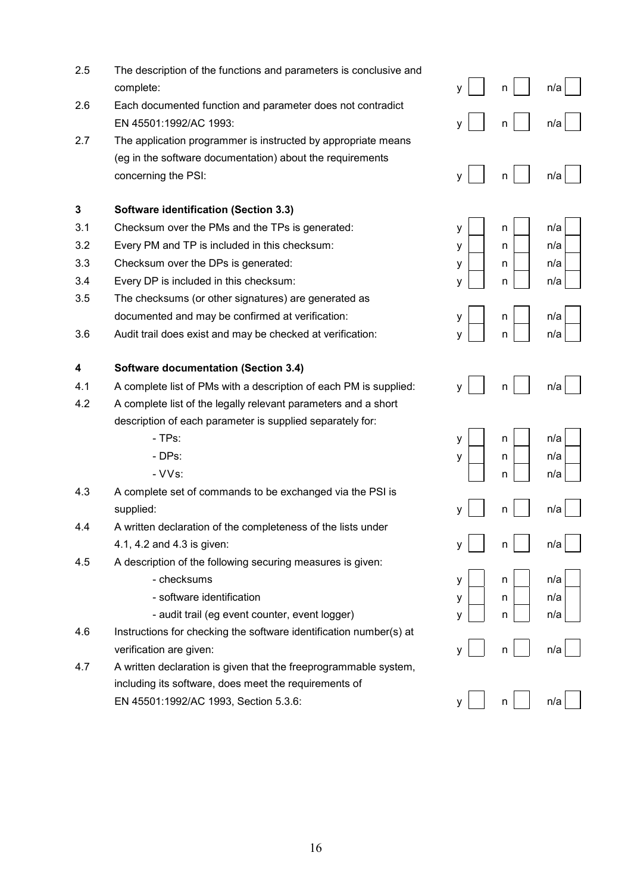| | | | | |
|---|---|---|---|---|
| 2.5 | The description of the functions and parameters is conclusive and complete: | y ☐ | n ☐ | n/a ☐ |
| 2.6 | Each documented function and parameter does not contradict EN 45501:1992/AC 1993: | y ☐ | n ☐ | n/a ☐ |
| 2.7 | The application programmer is instructed by appropriate means (eg in the software documentation) about the requirements concerning the PSI: | y ☐ | n ☐ | n/a ☐ |
| **3** | **Software identification (Section 3.3)** | | | |
| 3.1 | Checksum over the PMs and the TPs is generated: | y ☐ | n ☐ | n/a ☐ |
| 3.2 | Every PM and TP is included in this checksum: | y ☐ | n ☐ | n/a ☐ |
| 3.3 | Checksum over the DPs is generated: | y ☐ | n ☐ | n/a ☐ |
| 3.4 | Every DP is included in this checksum: | y ☐ | n ☐ | n/a ☐ |
| 3.5 | The checksums (or other signatures) are generated as documented and may be confirmed at verification: | y ☐ | n ☐ | n/a ☐ |
| 3.6 | Audit trail does exist and may be checked at verification: | y ☐ | n ☐ | n/a ☐ |
| **4** | **Software documentation (Section 3.4)** | | | |
| 4.1 | A complete list of PMs with a description of each PM is supplied: | y ☐ | n ☐ | n/a ☐ |
| 4.2 | A complete list of the legally relevant parameters and a short description of each parameter is supplied separately for: | | | |
| | - TPs: | y ☐ | n ☐ | n/a ☐ |
| | - DPs: | y ☐ | n ☐ | n/a ☐ |
| | - VVs: | ☐ | n ☐ | n/a ☐ |
| 4.3 | A complete set of commands to be exchanged via the PSI is supplied: | y ☐ | n ☐ | n/a ☐ |
| 4.4 | A written declaration of the completeness of the lists under 4.1, 4.2 and 4.3 is given: | y ☐ | n ☐ | n/a ☐ |
| 4.5 | A description of the following securing measures is given: | | | |
| | - checksums | y ☐ | n ☐ | n/a ☐ |
| | - software identification | y ☐ | n ☐ | n/a ☐ |
| | - audit trail (eg event counter, event logger) | y ☐ | n ☐ | n/a ☐ |
| 4.6 | Instructions for checking the software identification number(s) at verification are given: | y ☐ | n ☐ | n/a ☐ |
| 4.7 | A written declaration is given that the freeprogrammable system, including its software, does meet the requirements of EN 45501:1992/AC 1993, Section 5.3.6: | y ☐ | n ☐ | n/a ☐ |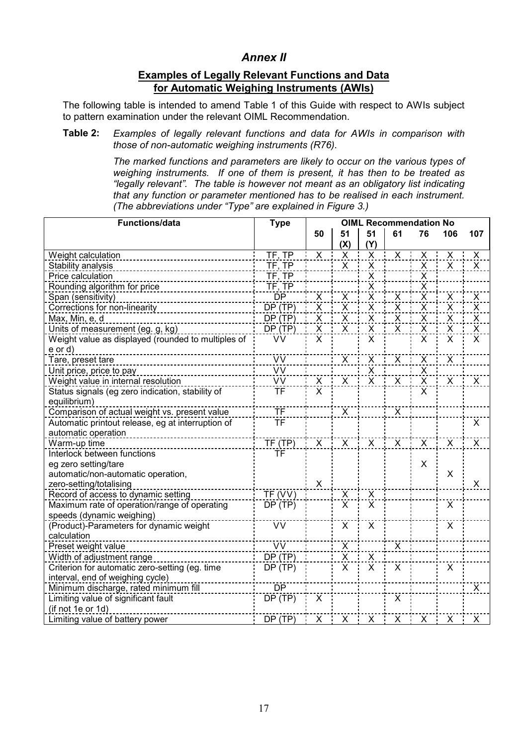# *Annex II*

## Examples of Legally Relevant Functions and Data for Automatic Weighing Instruments (AWIs)

The following table is intended to amend Table 1 of this Guide with respect to AWIs subject to pattern examination under the relevant OIML Recommendation.

**Table 2:** *Examples of legally relevant functions and data for AWIs in comparison with those of non-automatic weighing instruments (R76).*

*The marked functions and parameters are likely to occur on the various types of weighing instruments. If one of them is present, it has then to be treated as "legally relevant". The table is however not meant as an obligatory list indicating that any function or parameter mentioned has to be realised in each instrument. (The abbreviations under "Type" are explained in Figure 3.)*

| Functions/data | Type | OIML Recommendation No | | | | | | |
|---|---|---|---|---|---|---|---|---|
| | | 50 | 51 (X) | 51 (Y) | 61 | 76 | 106 | 107 |
| Weight calculation | TF, TP | X | X | X | X | X | X | X |
| Stability analysis | TF, TP | | X | X | | X | X | X |
| Price calculation | TF, TP | | | X | | X | | |
| Rounding algorithm for price | TF, TP | | | X | | X | | |
| Span (sensitivity) | DP | X | X | X | X | X | X | X |
| Corrections for non-linearity | DP (TP) | X | X | X | X | X | X | X |
| Max, Min, e, d | DP (TP) | X | X | X | X | X | X | X |
| Units of measurement (eg. g, kg) | DP (TP) | X | X | X | X | X | X | X |
| Weight value as displayed (rounded to multiples of e or d) | VV | X | | X | | X | X | X |
| Tare, preset tare | VV | | X | X | X | X | X | |
| Unit price, price to pay | VV | | | X | | X | | |
| Weight value in internal resolution | VV | X | X | X | X | X | X | X |
| Status signals (eg zero indication, stability of equilibrium) | TF | X | | | | X | | |
| Comparison of actual weight vs. present value | TF | | X | | X | | | |
| Automatic printout release, eg at interruption of automatic operation | TF | | | | | | | X |
| Warm-up time | TF (TP) | X | X | X | X | X | X | X |
| Interlock between functions<br>eg zero setting/tare<br>automatic/non-automatic operation,<br>zero-setting/totalising | TF | X | | | | X | X | X |
| Record of access to dynamic setting | TF (VV) | | X | X | | | | |
| Maximum rate of operation/range of operating speeds (dynamic weighing) | DP (TP) | | X | X | | | X | |
| (Product)-Parameters for dynamic weight calculation | VV | | X | X | | | X | |
| Preset weight value | VV | | X | | X | | | |
| Width of adjustment range | DP (TP) | | X | X | | | | |
| Criterion for automatic zero-setting (eg. time interval, end of weighing cycle) | DP (TP) | | X | X | X | | X | |
| Minimum discharge, rated minimum fill | DP | | | | | | | X |
| Limiting value of significant fault (if not 1e or 1d) | DP (TP) | X | | | X | | | |
| Limiting value of battery power | DP (TP) | X | X | X | X | X | X | X |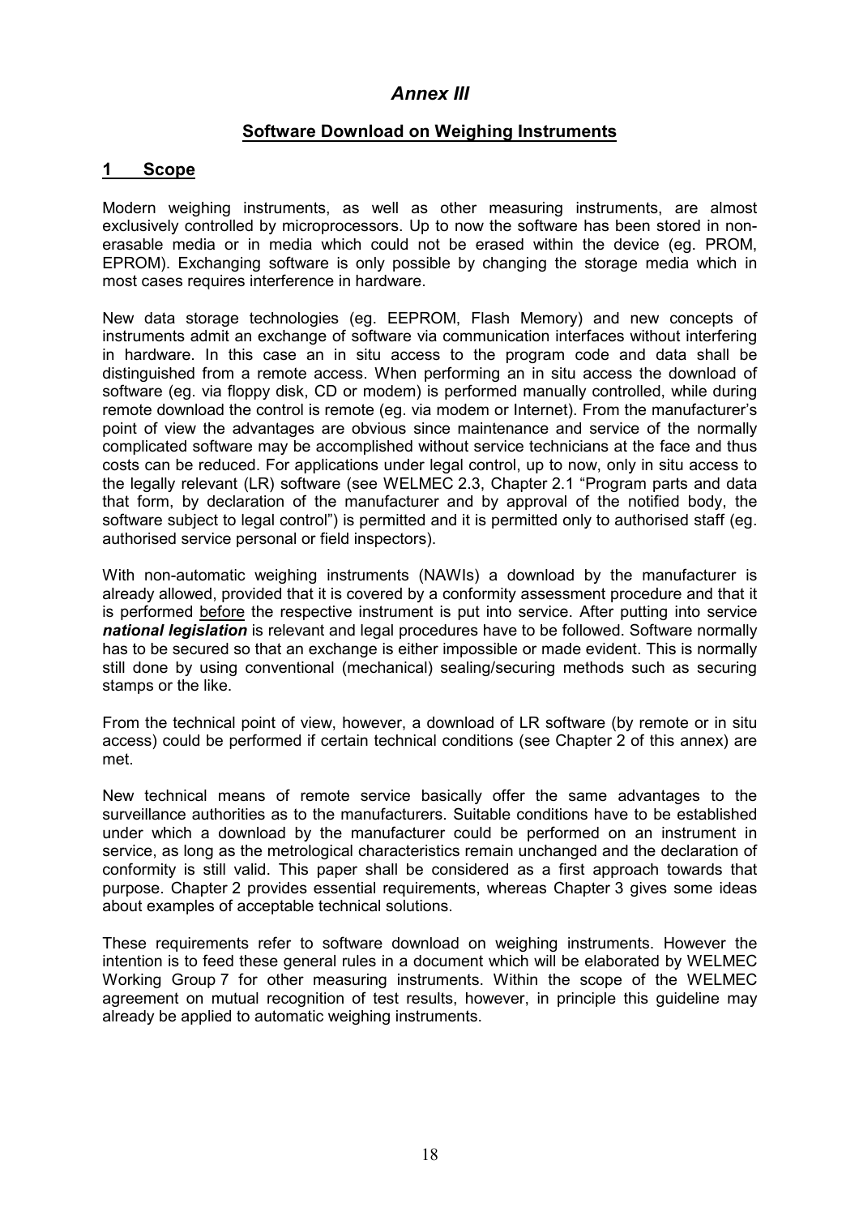# *Annex III*

## Software Download on Weighing Instruments

## 1 Scope

Modern weighing instruments, as well as other measuring instruments, are almost exclusively controlled by microprocessors. Up to now the software has been stored in non-erasable media or in media which could not be erased within the device (eg. PROM, EPROM). Exchanging software is only possible by changing the storage media which in most cases requires interference in hardware.

New data storage technologies (eg. EEPROM, Flash Memory) and new concepts of instruments admit an exchange of software via communication interfaces without interfering in hardware. In this case an in situ access to the program code and data shall be distinguished from a remote access. When performing an in situ access the download of software (eg. via floppy disk, CD or modem) is performed manually controlled, while during remote download the control is remote (eg. via modem or Internet). From the manufacturer's point of view the advantages are obvious since maintenance and service of the normally complicated software may be accomplished without service technicians at the face and thus costs can be reduced. For applications under legal control, up to now, only in situ access to the legally relevant (LR) software (see WELMEC 2.3, Chapter 2.1 "Program parts and data that form, by declaration of the manufacturer and by approval of the notified body, the software subject to legal control") is permitted and it is permitted only to authorised staff (eg. authorised service personal or field inspectors).

With non-automatic weighing instruments (NAWIs) a download by the manufacturer is already allowed, provided that it is covered by a conformity assessment procedure and that it is performed before the respective instrument is put into service. After putting into service ***national legislation*** is relevant and legal procedures have to be followed. Software normally has to be secured so that an exchange is either impossible or made evident. This is normally still done by using conventional (mechanical) sealing/securing methods such as securing stamps or the like.

From the technical point of view, however, a download of LR software (by remote or in situ access) could be performed if certain technical conditions (see Chapter 2 of this annex) are met.

New technical means of remote service basically offer the same advantages to the surveillance authorities as to the manufacturers. Suitable conditions have to be established under which a download by the manufacturer could be performed on an instrument in service, as long as the metrological characteristics remain unchanged and the declaration of conformity is still valid. This paper shall be considered as a first approach towards that purpose. Chapter 2 provides essential requirements, whereas Chapter 3 gives some ideas about examples of acceptable technical solutions.

These requirements refer to software download on weighing instruments. However the intention is to feed these general rules in a document which will be elaborated by WELMEC Working Group 7 for other measuring instruments. Within the scope of the WELMEC agreement on mutual recognition of test results, however, in principle this guideline may already be applied to automatic weighing instruments.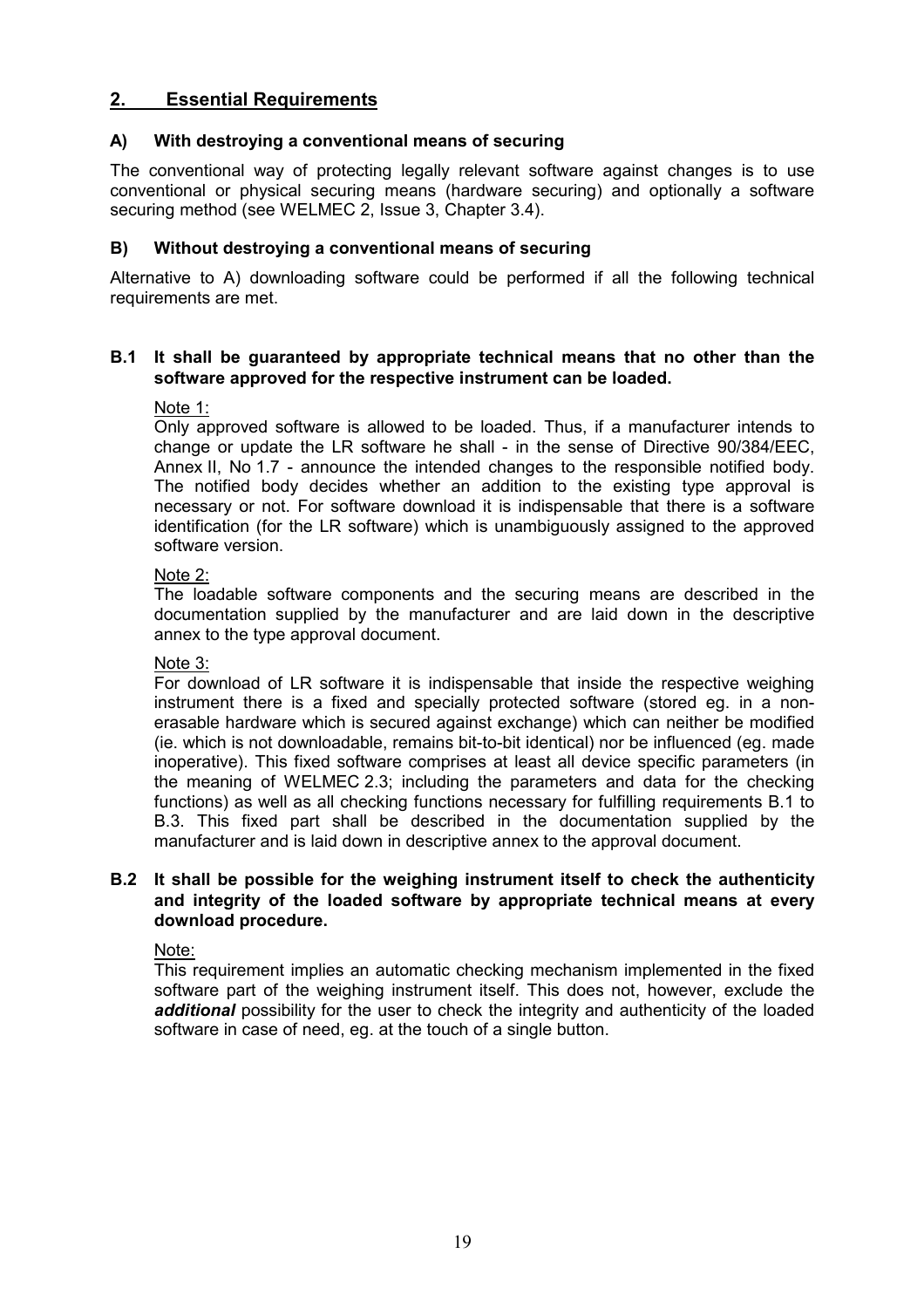## 2. Essential Requirements

### A) With destroying a conventional means of securing

The conventional way of protecting legally relevant software against changes is to use conventional or physical securing means (hardware securing) and optionally a software securing method (see WELMEC 2, Issue 3, Chapter 3.4).

### B) Without destroying a conventional means of securing

Alternative to A) downloading software could be performed if all the following technical requirements are met.

**B.1 It shall be guaranteed by appropriate technical means that no other than the software approved for the respective instrument can be loaded.**

Note 1:
Only approved software is allowed to be loaded. Thus, if a manufacturer intends to change or update the LR software he shall - in the sense of Directive 90/384/EEC, Annex II, No 1.7 - announce the intended changes to the responsible notified body. The notified body decides whether an addition to the existing type approval is necessary or not. For software download it is indispensable that there is a software identification (for the LR software) which is unambiguously assigned to the approved software version.

Note 2:
The loadable software components and the securing means are described in the documentation supplied by the manufacturer and are laid down in the descriptive annex to the type approval document.

Note 3:
For download of LR software it is indispensable that inside the respective weighing instrument there is a fixed and specially protected software (stored eg. in a non-erasable hardware which is secured against exchange) which can neither be modified (ie. which is not downloadable, remains bit-to-bit identical) nor be influenced (eg. made inoperative). This fixed software comprises at least all device specific parameters (in the meaning of WELMEC 2.3; including the parameters and data for the checking functions) as well as all checking functions necessary for fulfilling requirements B.1 to B.3. This fixed part shall be described in the documentation supplied by the manufacturer and is laid down in descriptive annex to the approval document.

**B.2 It shall be possible for the weighing instrument itself to check the authenticity and integrity of the loaded software by appropriate technical means at every download procedure.**

Note:
This requirement implies an automatic checking mechanism implemented in the fixed software part of the weighing instrument itself. This does not, however, exclude the ***additional*** possibility for the user to check the integrity and authenticity of the loaded software in case of need, eg. at the touch of a single button.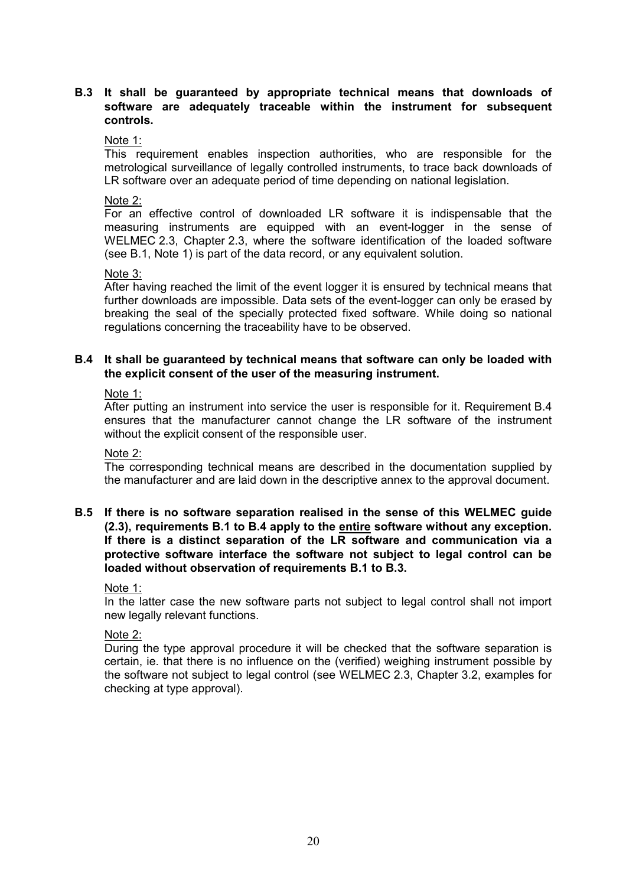**B.3 It shall be guaranteed by appropriate technical means that downloads of software are adequately traceable within the instrument for subsequent controls.**

Note 1:
This requirement enables inspection authorities, who are responsible for the metrological surveillance of legally controlled instruments, to trace back downloads of LR software over an adequate period of time depending on national legislation.

Note 2:
For an effective control of downloaded LR software it is indispensable that the measuring instruments are equipped with an event-logger in the sense of WELMEC 2.3, Chapter 2.3, where the software identification of the loaded software (see B.1, Note 1) is part of the data record, or any equivalent solution.

Note 3:
After having reached the limit of the event logger it is ensured by technical means that further downloads are impossible. Data sets of the event-logger can only be erased by breaking the seal of the specially protected fixed software. While doing so national regulations concerning the traceability have to be observed.

**B.4 It shall be guaranteed by technical means that software can only be loaded with the explicit consent of the user of the measuring instrument.**

Note 1:
After putting an instrument into service the user is responsible for it. Requirement B.4 ensures that the manufacturer cannot change the LR software of the instrument without the explicit consent of the responsible user.

Note 2:
The corresponding technical means are described in the documentation supplied by the manufacturer and are laid down in the descriptive annex to the approval document.

**B.5 If there is no software separation realised in the sense of this WELMEC guide (2.3), requirements B.1 to B.4 apply to the entire software without any exception. If there is a distinct separation of the LR software and communication via a protective software interface the software not subject to legal control can be loaded without observation of requirements B.1 to B.3.**

Note 1:
In the latter case the new software parts not subject to legal control shall not import new legally relevant functions.

Note 2:
During the type approval procedure it will be checked that the software separation is certain, ie. that there is no influence on the (verified) weighing instrument possible by the software not subject to legal control (see WELMEC 2.3, Chapter 3.2, examples for checking at type approval).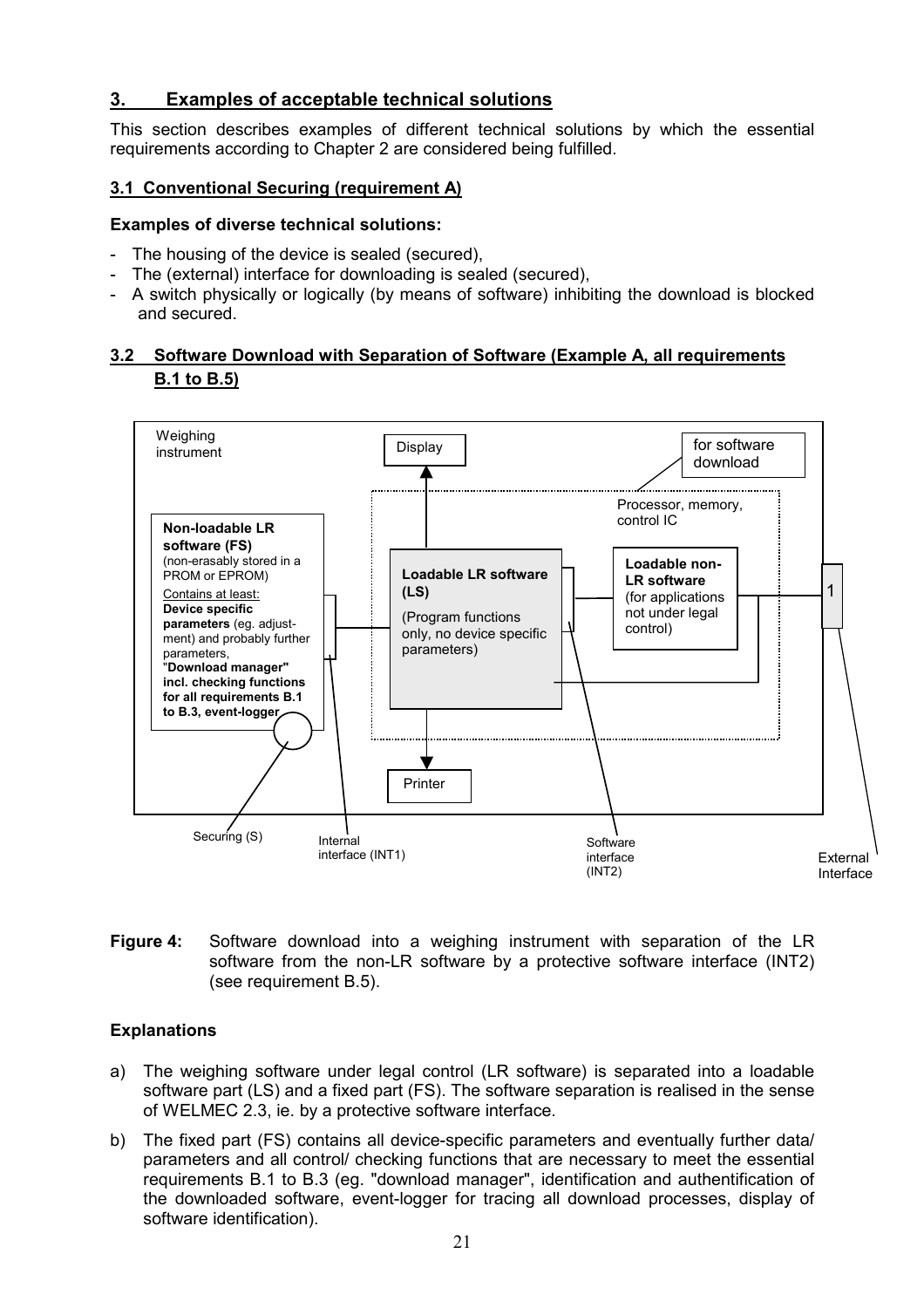## 3. Examples of acceptable technical solutions

This section describes examples of different technical solutions by which the essential requirements according to Chapter 2 are considered being fulfilled.

### 3.1 Conventional Securing (requirement A)

**Examples of diverse technical solutions:**

- The housing of the device is sealed (secured),
- The (external) interface for downloading is sealed (secured),
- A switch physically or logically (by means of software) inhibiting the download is blocked and secured.

### 3.2 Software Download with Separation of Software (Example A, all requirements B.1 to B.5)

Weighing instrument

Display

for software download

Processor, memory, control IC

**Non-loadable LR software (FS)** (non-erasably stored in a PROM or EPROM)
Contains at least:
**Device specific parameters** (eg. adjustment) and probably further parameters,
"**Download manager" incl. checking functions for all requirements B.1 to B.3, event-logger**

**Loadable LR software (LS)**
(Program functions only, no device specific parameters)

**Loadable non-LR software** (for applications not under legal control)

1

Printer

Securing (S)

Internal interface (INT1)

Software interface (INT2)

External Interface

**Figure 4:** Software download into a weighing instrument with separation of the LR software from the non-LR software by a protective software interface (INT2) (see requirement B.5).

**Explanations**

a) The weighing software under legal control (LR software) is separated into a loadable software part (LS) and a fixed part (FS). The software separation is realised in the sense of WELMEC 2.3, ie. by a protective software interface.

b) The fixed part (FS) contains all device-specific parameters and eventually further data/ parameters and all control/ checking functions that are necessary to meet the essential requirements B.1 to B.3 (eg. "download manager", identification and authentification of the downloaded software, event-logger for tracing all download processes, display of software identification).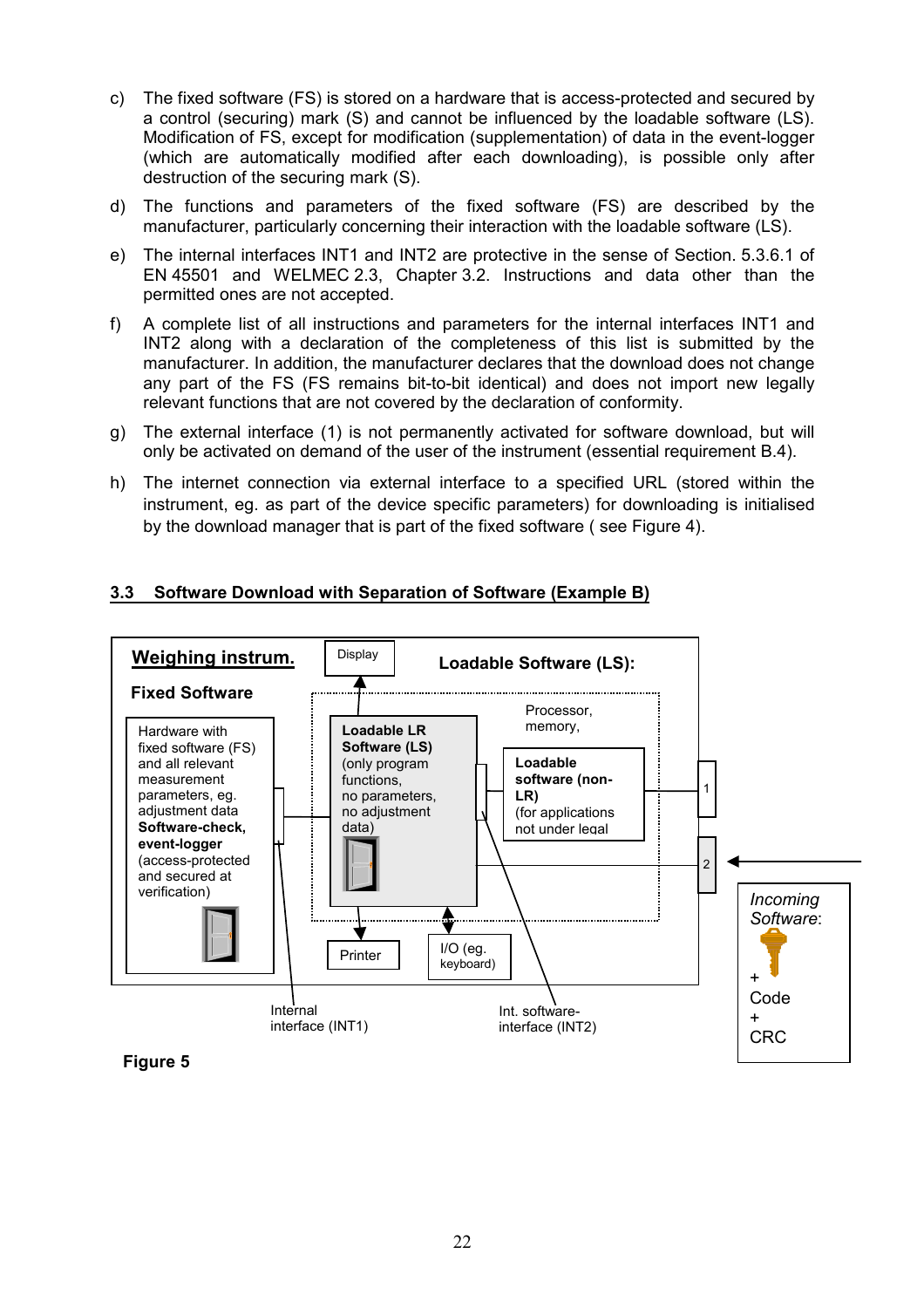c) The fixed software (FS) is stored on a hardware that is access-protected and secured by a control (securing) mark (S) and cannot be influenced by the loadable software (LS). Modification of FS, except for modification (supplementation) of data in the event-logger (which are automatically modified after each downloading), is possible only after destruction of the securing mark (S).

d) The functions and parameters of the fixed software (FS) are described by the manufacturer, particularly concerning their interaction with the loadable software (LS).

e) The internal interfaces INT1 and INT2 are protective in the sense of Section. 5.3.6.1 of EN 45501 and WELMEC 2.3, Chapter 3.2. Instructions and data other than the permitted ones are not accepted.

f) A complete list of all instructions and parameters for the internal interfaces INT1 and INT2 along with a declaration of the completeness of this list is submitted by the manufacturer. In addition, the manufacturer declares that the download does not change any part of the FS (FS remains bit-to-bit identical) and does not import new legally relevant functions that are not covered by the declaration of conformity.

g) The external interface (1) is not permanently activated for software download, but will only be activated on demand of the user of the instrument (essential requirement B.4).

h) The internet connection via external interface to a specified URL (stored within the instrument, eg. as part of the device specific parameters) for downloading is initialised by the download manager that is part of the fixed software ( see Figure 4).

## 3.3 Software Download with Separation of Software (Example B)

**Weighing instrum.**

**Fixed Software**

Hardware with fixed software (FS) and all relevant measurement parameters, eg. adjustment data **Software-check, event-logger** (access-protected and secured at verification)

Display

**Loadable Software (LS):**

Processor, memory,

**Loadable LR Software (LS)** (only program functions, no parameters, no adjustment data)

**Loadable software (non-LR)** (for applications not under legal

1

2

Printer

I/O (eg. keyboard)

*Incoming Software*:

+ Code + CRC

Internal interface (INT1)

Int. software-interface (INT2)

**Figure 5**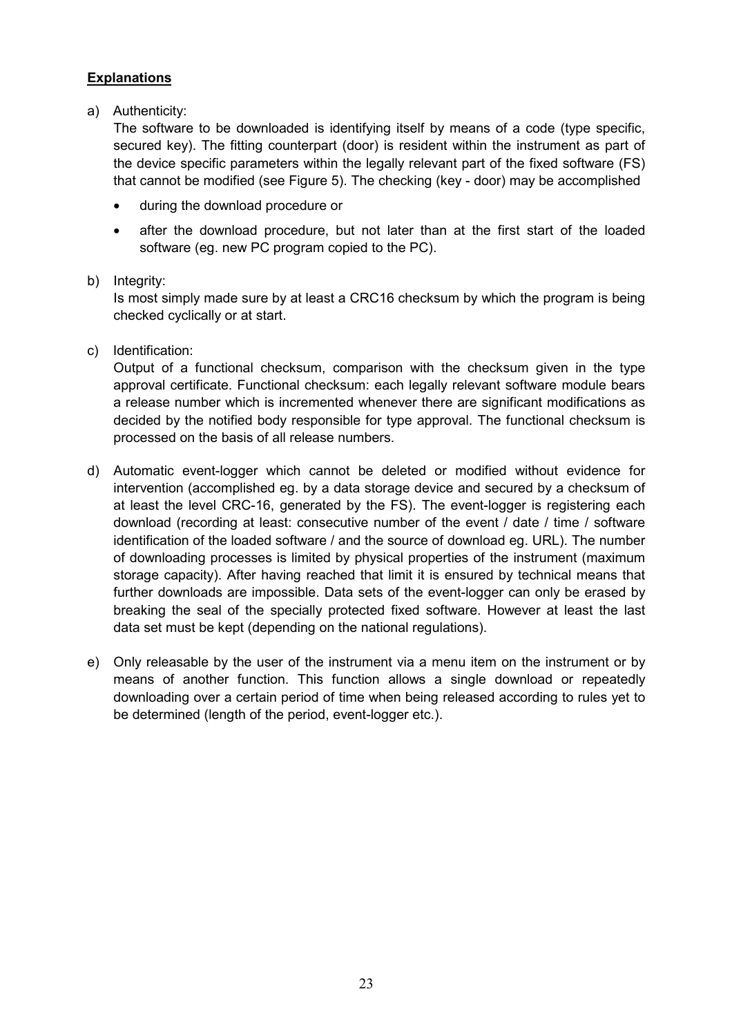**Explanations**

a) Authenticity:
   The software to be downloaded is identifying itself by means of a code (type specific, secured key). The fitting counterpart (door) is resident within the instrument as part of the device specific parameters within the legally relevant part of the fixed software (FS) that cannot be modified (see Figure 5). The checking (key - door) may be accomplished

   - during the download procedure or
   - after the download procedure, but not later than at the first start of the loaded software (eg. new PC program copied to the PC).

b) Integrity:
   Is most simply made sure by at least a CRC16 checksum by which the program is being checked cyclically or at start.

c) Identification:
   Output of a functional checksum, comparison with the checksum given in the type approval certificate. Functional checksum: each legally relevant software module bears a release number which is incremented whenever there are significant modifications as decided by the notified body responsible for type approval. The functional checksum is processed on the basis of all release numbers.

d) Automatic event-logger which cannot be deleted or modified without evidence for intervention (accomplished eg. by a data storage device and secured by a checksum of at least the level CRC-16, generated by the FS). The event-logger is registering each download (recording at least: consecutive number of the event / date / time / software identification of the loaded software / and the source of download eg. URL). The number of downloading processes is limited by physical properties of the instrument (maximum storage capacity). After having reached that limit it is ensured by technical means that further downloads are impossible. Data sets of the event-logger can only be erased by breaking the seal of the specially protected fixed software. However at least the last data set must be kept (depending on the national regulations).

e) Only releasable by the user of the instrument via a menu item on the instrument or by means of another function. This function allows a single download or repeatedly downloading over a certain period of time when being released according to rules yet to be determined (length of the period, event-logger etc.).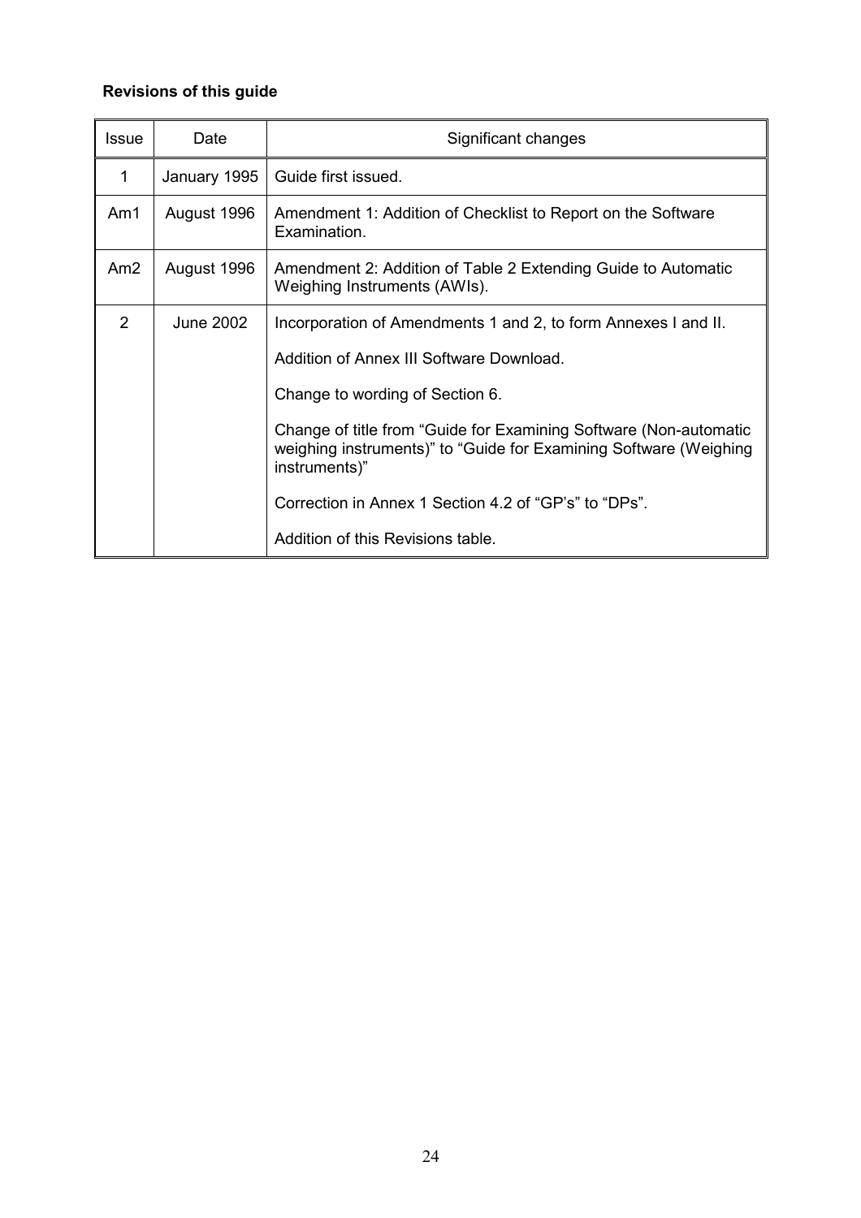**Revisions of this guide**

| Issue | Date | Significant changes |
|---|---|---|
| 1 | January 1995 | Guide first issued. |
| Am1 | August 1996 | Amendment 1: Addition of Checklist to Report on the Software Examination. |
| Am2 | August 1996 | Amendment 2: Addition of Table 2 Extending Guide to Automatic Weighing Instruments (AWIs). |
| 2 | June 2002 | Incorporation of Amendments 1 and 2, to form Annexes I and II.<br><br>Addition of Annex III Software Download.<br><br>Change to wording of Section 6.<br><br>Change of title from "Guide for Examining Software (Non-automatic weighing instruments)" to "Guide for Examining Software (Weighing instruments)"<br><br>Correction in Annex 1 Section 4.2 of "GP's" to "DPs".<br><br>Addition of this Revisions table. |